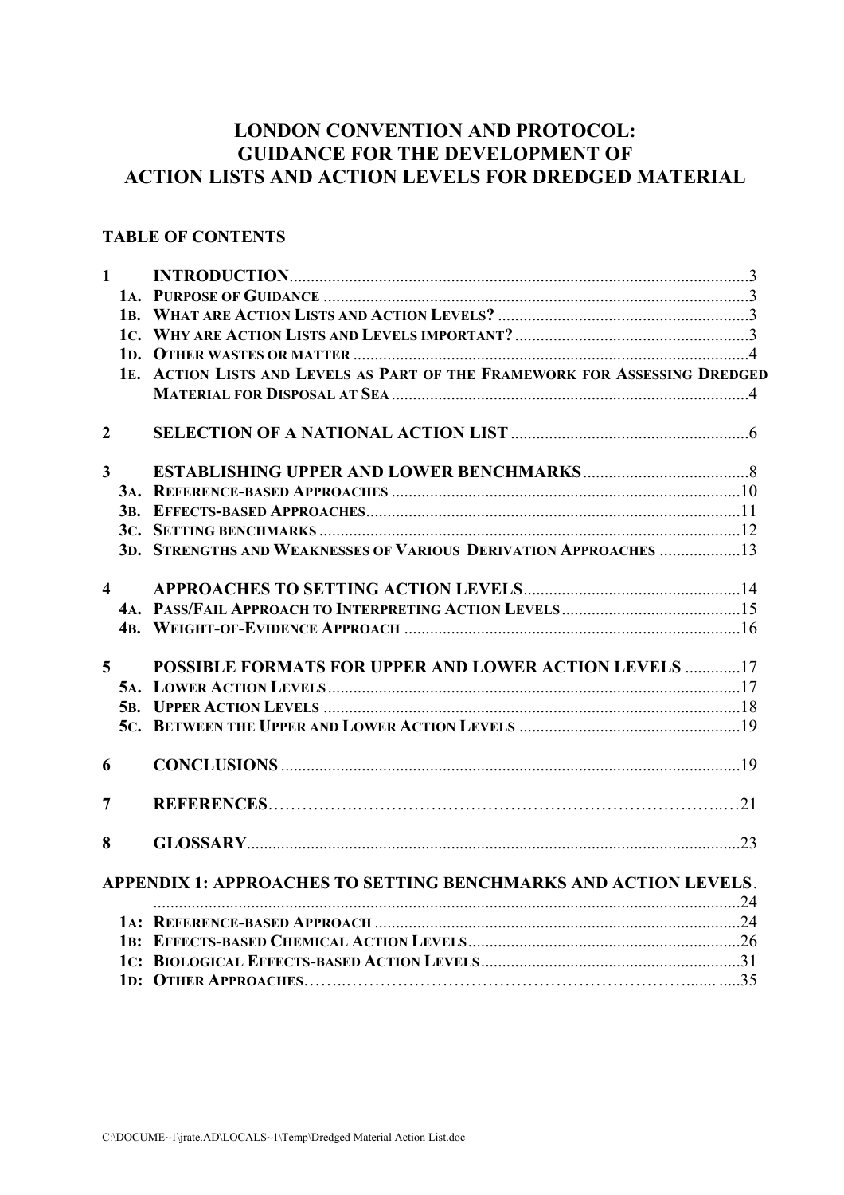# LONDON CONVENTION AND PROTOCOL: GUIDANCE FOR THE DEVELOPMENT OF ACTION LISTS AND ACTION LEVELS FOR DREDGED MATERIAL

## TABLE OF CONTENTS

**1 INTRODUCTION** ....................................................................................................3

- **1A. PURPOSE OF GUIDANCE** .........................................................................................3
- **1B. WHAT ARE ACTION LISTS AND ACTION LEVELS?** ................................................3
- **1C. WHY ARE ACTION LISTS AND LEVELS IMPORTANT?** ............................................3
- **1D. OTHER WASTES OR MATTER** ..................................................................................4
- **1E. ACTION LISTS AND LEVELS AS PART OF THE FRAMEWORK FOR ASSESSING DREDGED MATERIAL FOR DISPOSAL AT SEA** ............................................................................4

**2 SELECTION OF A NATIONAL ACTION LIST** ....................................................6

**3 ESTABLISHING UPPER AND LOWER BENCHMARKS** ......................................8

- **3A. REFERENCE-BASED APPROACHES** ........................................................................10
- **3B. EFFECTS-BASED APPROACHES** ...............................................................................11
- **3C. SETTING BENCHMARKS** ..........................................................................................12
- **3D. STRENGTHS AND WEAKNESSES OF VARIOUS DERIVATION APPROACHES** ...................13

**4 APPROACHES TO SETTING ACTION LEVELS** ...................................................14

- **4A. PASS/FAIL APPROACH TO INTERPRETING ACTION LEVELS** ...................................15
- **4B. WEIGHT-OF-EVIDENCE APPROACH** .........................................................................16

**5 POSSIBLE FORMATS FOR UPPER AND LOWER ACTION LEVELS** .............17

- **5A. LOWER ACTION LEVELS** ...........................................................................................17
- **5B. UPPER ACTION LEVELS** ............................................................................................18
- **5C. BETWEEN THE UPPER AND LOWER ACTION LEVELS** ..............................................19

**6 CONCLUSIONS** ..........................................................................................................19

**7 REFERENCES** ..............................................................................................................21

**8 GLOSSARY** ...................................................................................................................23

**APPENDIX 1: APPROACHES TO SETTING BENCHMARKS AND ACTION LEVELS** ..............................................................................................................................24

- **1A: REFERENCE-BASED APPROACH** ................................................................................24
- **1B: EFFECTS-BASED CHEMICAL ACTION LEVELS** ..........................................................26
- **1C: BIOLOGICAL EFFECTS-BASED ACTION LEVELS** .......................................................31
- **1D: OTHER APPROACHES** ...............................................................................................35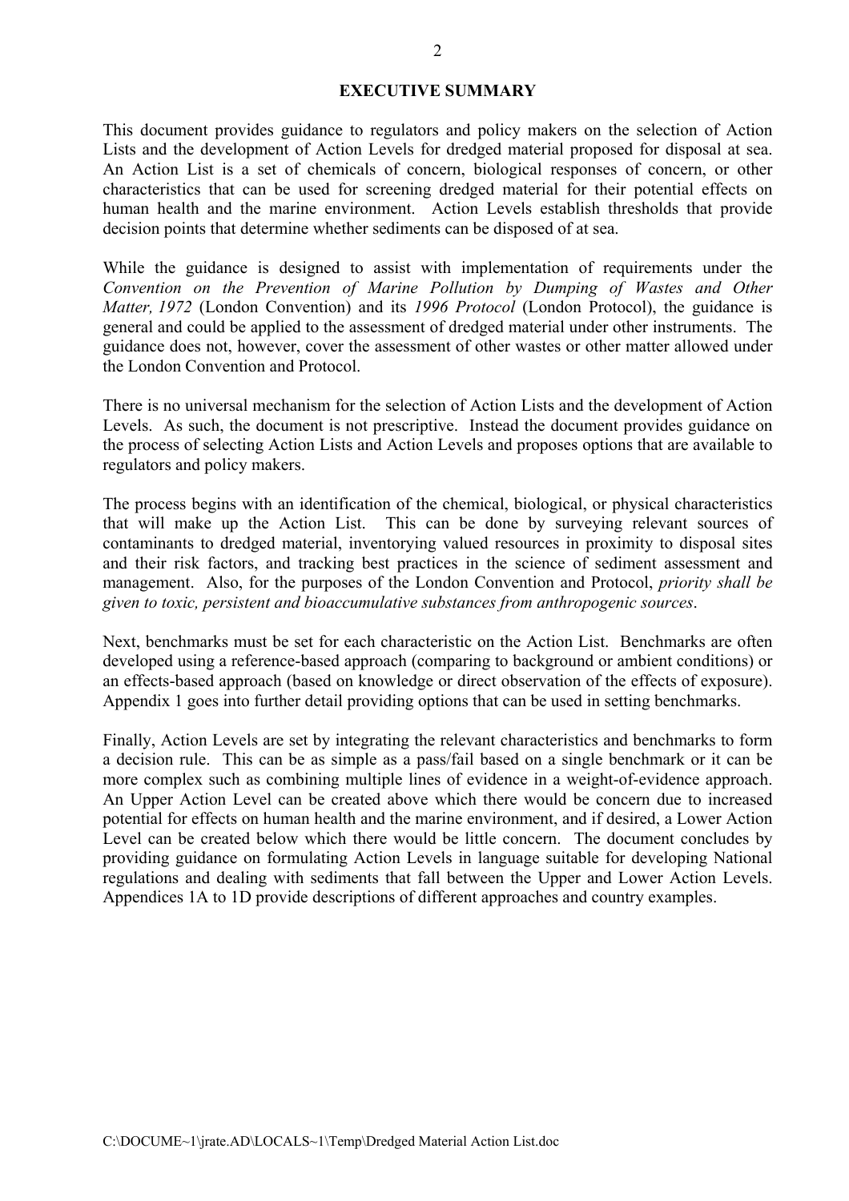## EXECUTIVE SUMMARY

This document provides guidance to regulators and policy makers on the selection of Action Lists and the development of Action Levels for dredged material proposed for disposal at sea. An Action List is a set of chemicals of concern, biological responses of concern, or other characteristics that can be used for screening dredged material for their potential effects on human health and the marine environment. Action Levels establish thresholds that provide decision points that determine whether sediments can be disposed of at sea.

While the guidance is designed to assist with implementation of requirements under the *Convention on the Prevention of Marine Pollution by Dumping of Wastes and Other Matter, 1972* (London Convention) and its *1996 Protocol* (London Protocol), the guidance is general and could be applied to the assessment of dredged material under other instruments. The guidance does not, however, cover the assessment of other wastes or other matter allowed under the London Convention and Protocol.

There is no universal mechanism for the selection of Action Lists and the development of Action Levels. As such, the document is not prescriptive. Instead the document provides guidance on the process of selecting Action Lists and Action Levels and proposes options that are available to regulators and policy makers.

The process begins with an identification of the chemical, biological, or physical characteristics that will make up the Action List. This can be done by surveying relevant sources of contaminants to dredged material, inventorying valued resources in proximity to disposal sites and their risk factors, and tracking best practices in the science of sediment assessment and management. Also, for the purposes of the London Convention and Protocol, *priority shall be given to toxic, persistent and bioaccumulative substances from anthropogenic sources*.

Next, benchmarks must be set for each characteristic on the Action List. Benchmarks are often developed using a reference-based approach (comparing to background or ambient conditions) or an effects-based approach (based on knowledge or direct observation of the effects of exposure). Appendix 1 goes into further detail providing options that can be used in setting benchmarks.

Finally, Action Levels are set by integrating the relevant characteristics and benchmarks to form a decision rule. This can be as simple as a pass/fail based on a single benchmark or it can be more complex such as combining multiple lines of evidence in a weight-of-evidence approach. An Upper Action Level can be created above which there would be concern due to increased potential for effects on human health and the marine environment, and if desired, a Lower Action Level can be created below which there would be little concern. The document concludes by providing guidance on formulating Action Levels in language suitable for developing National regulations and dealing with sediments that fall between the Upper and Lower Action Levels. Appendices 1A to 1D provide descriptions of different approaches and country examples.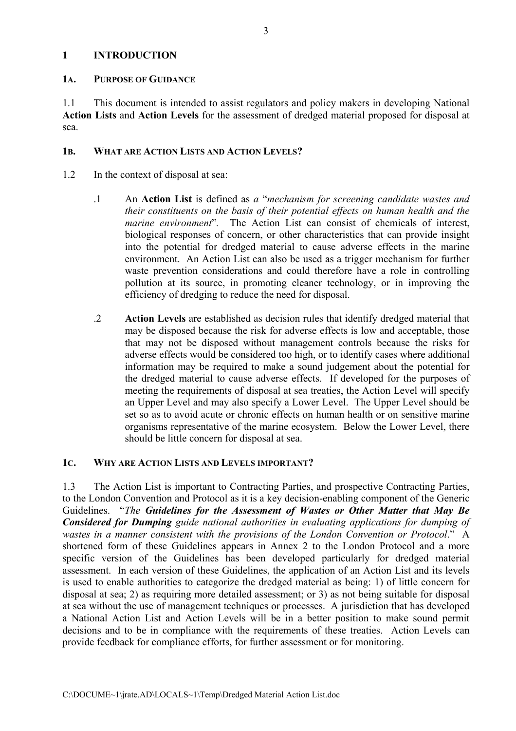# 1 INTRODUCTION

## 1A. PURPOSE OF GUIDANCE

1.1 This document is intended to assist regulators and policy makers in developing National **Action Lists** and **Action Levels** for the assessment of dredged material proposed for disposal at sea.

## 1B. WHAT ARE ACTION LISTS AND ACTION LEVELS?

1.2 In the context of disposal at sea:

.1 An **Action List** is defined as *a* "*mechanism for screening candidate wastes and their constituents on the basis of their potential effects on human health and the marine environment*". The Action List can consist of chemicals of interest, biological responses of concern, or other characteristics that can provide insight into the potential for dredged material to cause adverse effects in the marine environment. An Action List can also be used as a trigger mechanism for further waste prevention considerations and could therefore have a role in controlling pollution at its source, in promoting cleaner technology, or in improving the efficiency of dredging to reduce the need for disposal.

.2 **Action Levels** are established as decision rules that identify dredged material that may be disposed because the risk for adverse effects is low and acceptable, those that may not be disposed without management controls because the risks for adverse effects would be considered too high, or to identify cases where additional information may be required to make a sound judgement about the potential for the dredged material to cause adverse effects. If developed for the purposes of meeting the requirements of disposal at sea treaties, the Action Level will specify an Upper Level and may also specify a Lower Level. The Upper Level should be set so as to avoid acute or chronic effects on human health or on sensitive marine organisms representative of the marine ecosystem. Below the Lower Level, there should be little concern for disposal at sea.

## 1C. WHY ARE ACTION LISTS AND LEVELS IMPORTANT?

1.3 The Action List is important to Contracting Parties, and prospective Contracting Parties, to the London Convention and Protocol as it is a key decision-enabling component of the Generic Guidelines. "*The **Guidelines for the Assessment of Wastes or Other Matter that May Be Considered for Dumping** guide national authorities in evaluating applications for dumping of wastes in a manner consistent with the provisions of the London Convention or Protocol*." A shortened form of these Guidelines appears in Annex 2 to the London Protocol and a more specific version of the Guidelines has been developed particularly for dredged material assessment. In each version of these Guidelines, the application of an Action List and its levels is used to enable authorities to categorize the dredged material as being: 1) of little concern for disposal at sea; 2) as requiring more detailed assessment; or 3) as not being suitable for disposal at sea without the use of management techniques or processes. A jurisdiction that has developed a National Action List and Action Levels will be in a better position to make sound permit decisions and to be in compliance with the requirements of these treaties. Action Levels can provide feedback for compliance efforts, for further assessment or for monitoring.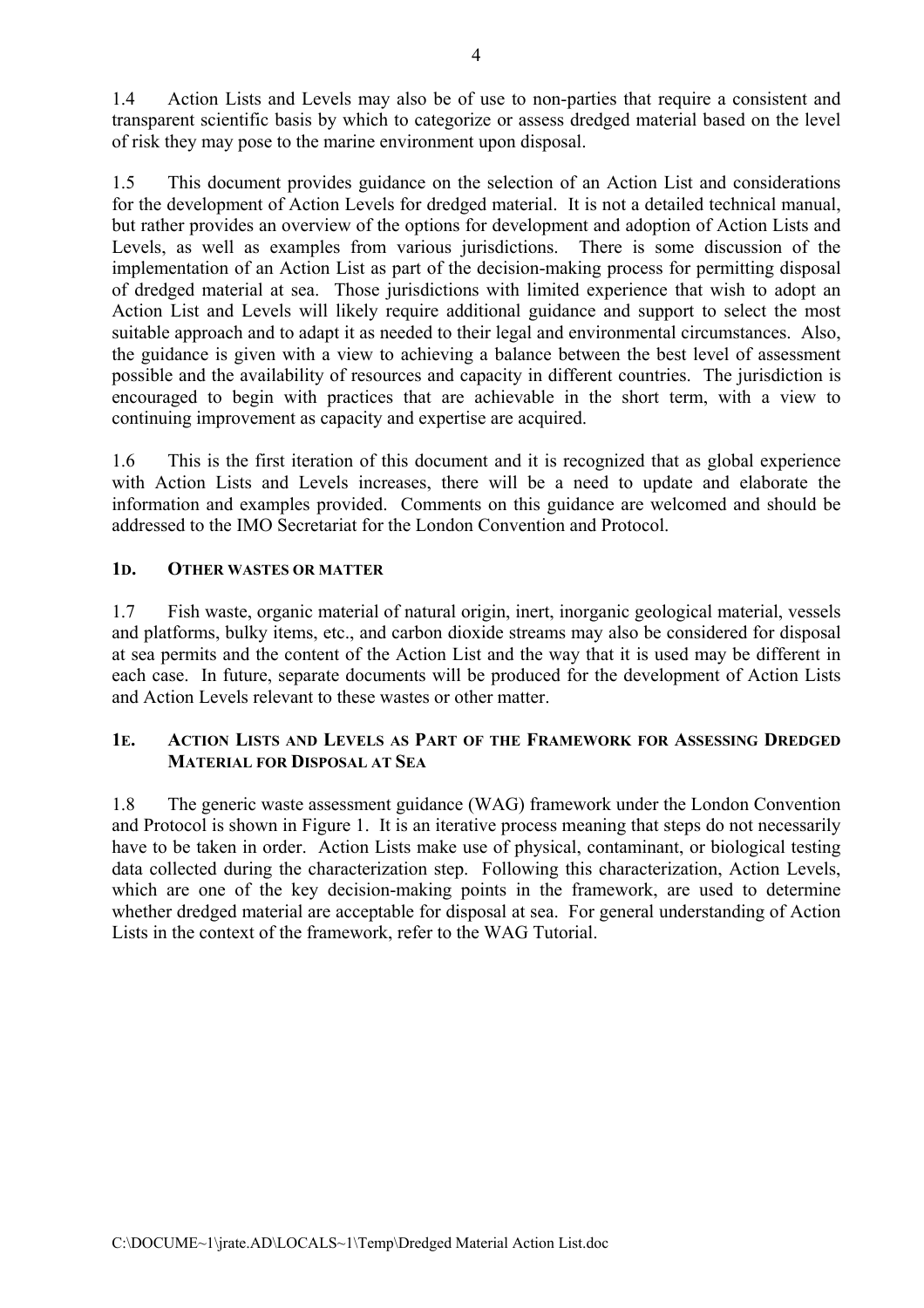1.4 Action Lists and Levels may also be of use to non-parties that require a consistent and transparent scientific basis by which to categorize or assess dredged material based on the level of risk they may pose to the marine environment upon disposal.

1.5 This document provides guidance on the selection of an Action List and considerations for the development of Action Levels for dredged material. It is not a detailed technical manual, but rather provides an overview of the options for development and adoption of Action Lists and Levels, as well as examples from various jurisdictions. There is some discussion of the implementation of an Action List as part of the decision-making process for permitting disposal of dredged material at sea. Those jurisdictions with limited experience that wish to adopt an Action List and Levels will likely require additional guidance and support to select the most suitable approach and to adapt it as needed to their legal and environmental circumstances. Also, the guidance is given with a view to achieving a balance between the best level of assessment possible and the availability of resources and capacity in different countries. The jurisdiction is encouraged to begin with practices that are achievable in the short term, with a view to continuing improvement as capacity and expertise are acquired.

1.6 This is the first iteration of this document and it is recognized that as global experience with Action Lists and Levels increases, there will be a need to update and elaborate the information and examples provided. Comments on this guidance are welcomed and should be addressed to the IMO Secretariat for the London Convention and Protocol.

## 1D. Other Wastes or Matter

1.7 Fish waste, organic material of natural origin, inert, inorganic geological material, vessels and platforms, bulky items, etc., and carbon dioxide streams may also be considered for disposal at sea permits and the content of the Action List and the way that it is used may be different in each case. In future, separate documents will be produced for the development of Action Lists and Action Levels relevant to these wastes or other matter.

## 1E. Action Lists and Levels as Part of the Framework for Assessing Dredged Material for Disposal at Sea

1.8 The generic waste assessment guidance (WAG) framework under the London Convention and Protocol is shown in Figure 1. It is an iterative process meaning that steps do not necessarily have to be taken in order. Action Lists make use of physical, contaminant, or biological testing data collected during the characterization step. Following this characterization, Action Levels, which are one of the key decision-making points in the framework, are used to determine whether dredged material are acceptable for disposal at sea. For general understanding of Action Lists in the context of the framework, refer to the WAG Tutorial.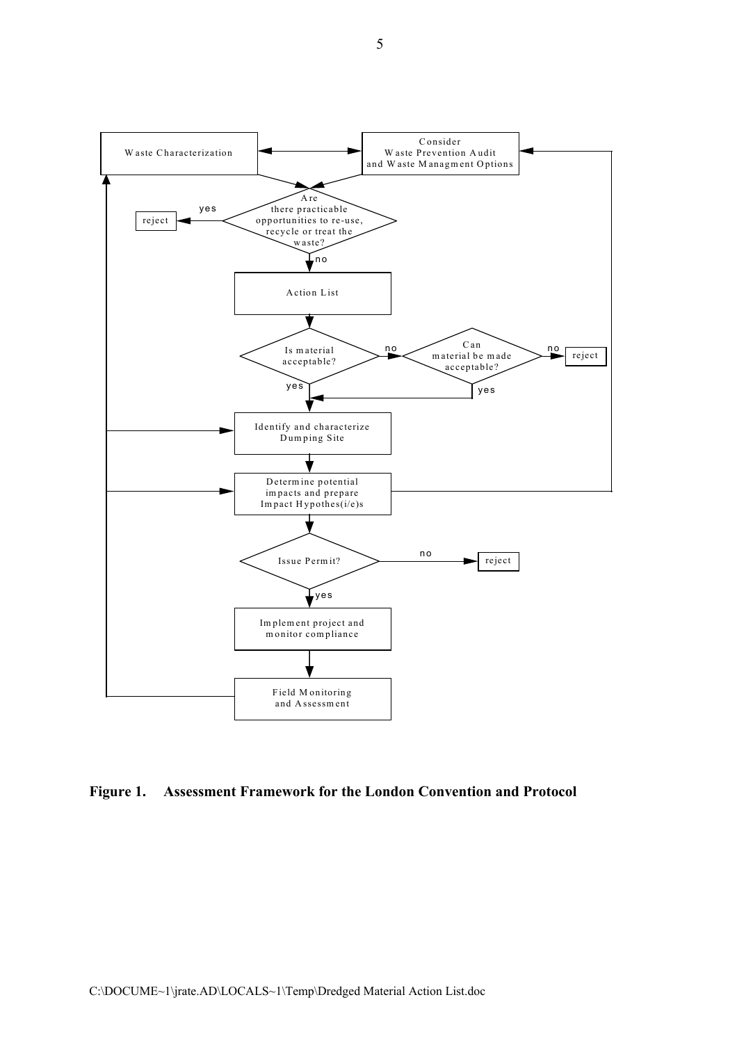Waste Characterization

Consider
Waste Prevention Audit
and Waste Managment Options

Are there practicable opportunities to re-use, recycle or treat the waste?

yes → reject

no

Action List

Is material acceptable?

no → Can material be made acceptable?

no → reject

yes

yes

Identify and characterize Dumping Site

Determine potential impacts and prepare Impact Hypothes(i/e)s

Issue Permit?

no → reject

yes

Implement project and monitor compliance

Field Monitoring and Assessment

**Figure 1. Assessment Framework for the London Convention and Protocol**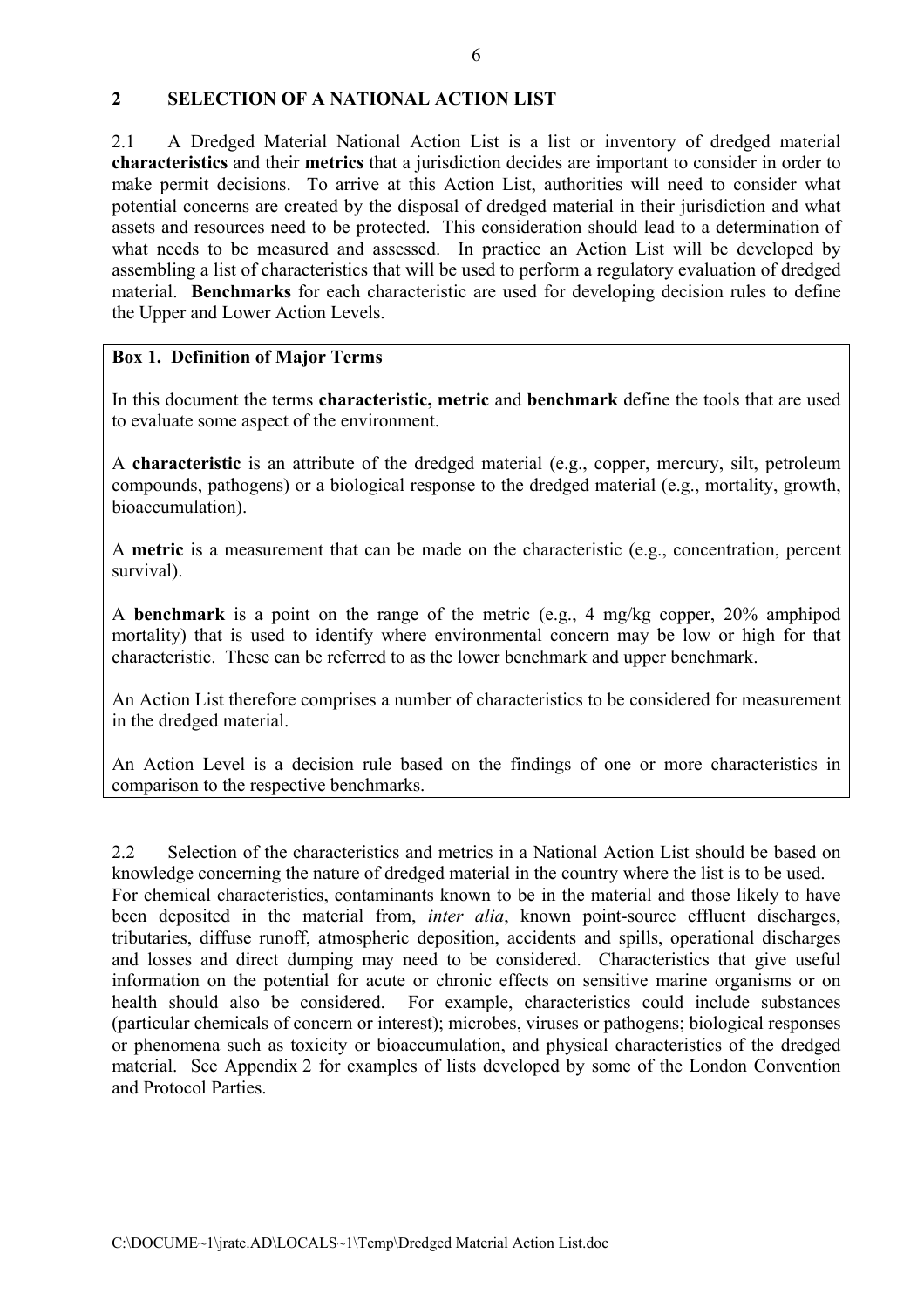## 2 SELECTION OF A NATIONAL ACTION LIST

2.1 A Dredged Material National Action List is a list or inventory of dredged material **characteristics** and their **metrics** that a jurisdiction decides are important to consider in order to make permit decisions. To arrive at this Action List, authorities will need to consider what potential concerns are created by the disposal of dredged material in their jurisdiction and what assets and resources need to be protected. This consideration should lead to a determination of what needs to be measured and assessed. In practice an Action List will be developed by assembling a list of characteristics that will be used to perform a regulatory evaluation of dredged material. **Benchmarks** for each characteristic are used for developing decision rules to define the Upper and Lower Action Levels.

> **Box 1. Definition of Major Terms**
>
> In this document the terms **characteristic, metric** and **benchmark** define the tools that are used to evaluate some aspect of the environment.
>
> A **characteristic** is an attribute of the dredged material (e.g., copper, mercury, silt, petroleum compounds, pathogens) or a biological response to the dredged material (e.g., mortality, growth, bioaccumulation).
>
> A **metric** is a measurement that can be made on the characteristic (e.g., concentration, percent survival).
>
> A **benchmark** is a point on the range of the metric (e.g., 4 mg/kg copper, 20% amphipod mortality) that is used to identify where environmental concern may be low or high for that characteristic. These can be referred to as the lower benchmark and upper benchmark.
>
> An Action List therefore comprises a number of characteristics to be considered for measurement in the dredged material.
>
> An Action Level is a decision rule based on the findings of one or more characteristics in comparison to the respective benchmarks.

2.2 Selection of the characteristics and metrics in a National Action List should be based on knowledge concerning the nature of dredged material in the country where the list is to be used. For chemical characteristics, contaminants known to be in the material and those likely to have been deposited in the material from, *inter alia*, known point-source effluent discharges, tributaries, diffuse runoff, atmospheric deposition, accidents and spills, operational discharges and losses and direct dumping may need to be considered. Characteristics that give useful information on the potential for acute or chronic effects on sensitive marine organisms or on health should also be considered. For example, characteristics could include substances (particular chemicals of concern or interest); microbes, viruses or pathogens; biological responses or phenomena such as toxicity or bioaccumulation, and physical characteristics of the dredged material. See Appendix 2 for examples of lists developed by some of the London Convention and Protocol Parties.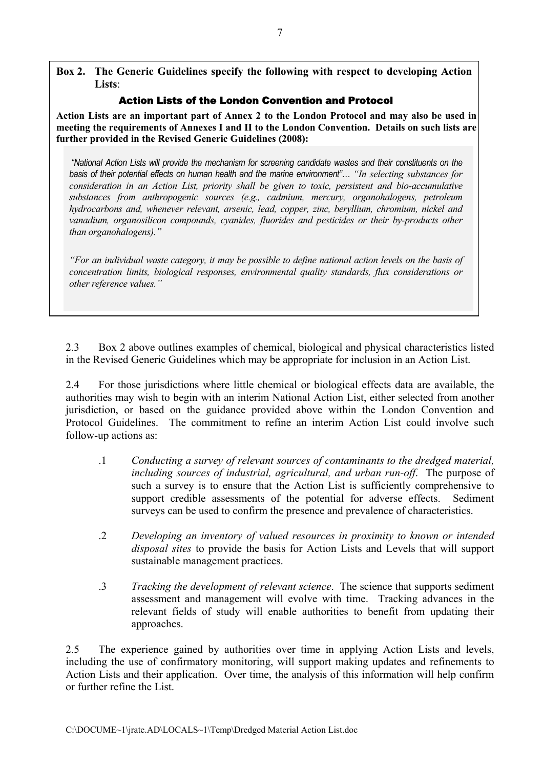**Box 2. The Generic Guidelines specify the following with respect to developing Action Lists**:

**Action Lists of the London Convention and Protocol**

**Action Lists are an important part of Annex 2 to the London Protocol and may also be used in meeting the requirements of Annexes I and II to the London Convention. Details on such lists are further provided in the Revised Generic Guidelines (2008):**

> *"National Action Lists will provide the mechanism for screening candidate wastes and their constituents on the basis of their potential effects on human health and the marine environment"… "In selecting substances for consideration in an Action List, priority shall be given to toxic, persistent and bio-accumulative substances from anthropogenic sources (e.g., cadmium, mercury, organohalogens, petroleum hydrocarbons and, whenever relevant, arsenic, lead, copper, zinc, beryllium, chromium, nickel and vanadium, organosilicon compounds, cyanides, fluorides and pesticides or their by-products other than organohalogens)."*
>
> *"For an individual waste category, it may be possible to define national action levels on the basis of concentration limits, biological responses, environmental quality standards, flux considerations or other reference values."*

2.3 Box 2 above outlines examples of chemical, biological and physical characteristics listed in the Revised Generic Guidelines which may be appropriate for inclusion in an Action List.

2.4 For those jurisdictions where little chemical or biological effects data are available, the authorities may wish to begin with an interim National Action List, either selected from another jurisdiction, or based on the guidance provided above within the London Convention and Protocol Guidelines. The commitment to refine an interim Action List could involve such follow-up actions as:

.1 *Conducting a survey of relevant sources of contaminants to the dredged material, including sources of industrial, agricultural, and urban run-off*. The purpose of such a survey is to ensure that the Action List is sufficiently comprehensive to support credible assessments of the potential for adverse effects. Sediment surveys can be used to confirm the presence and prevalence of characteristics.

.2 *Developing an inventory of valued resources in proximity to known or intended disposal sites* to provide the basis for Action Lists and Levels that will support sustainable management practices.

.3 *Tracking the development of relevant science*. The science that supports sediment assessment and management will evolve with time. Tracking advances in the relevant fields of study will enable authorities to benefit from updating their approaches.

2.5 The experience gained by authorities over time in applying Action Lists and levels, including the use of confirmatory monitoring, will support making updates and refinements to Action Lists and their application. Over time, the analysis of this information will help confirm or further refine the List.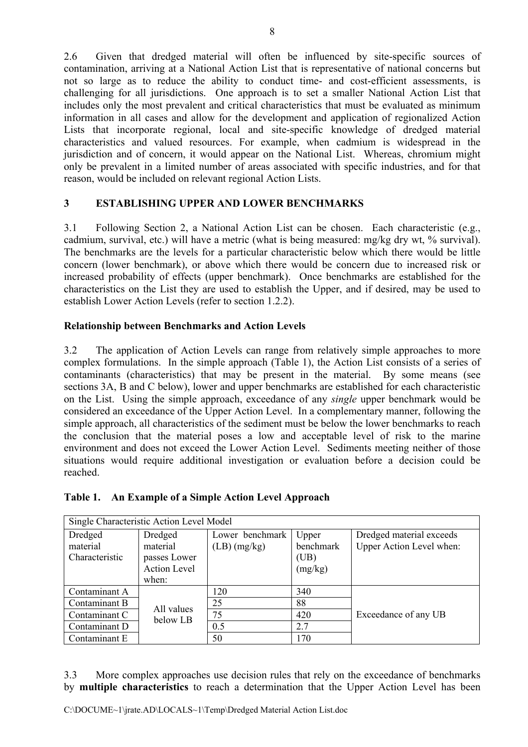2.6 Given that dredged material will often be influenced by site-specific sources of contamination, arriving at a National Action List that is representative of national concerns but not so large as to reduce the ability to conduct time- and cost-efficient assessments, is challenging for all jurisdictions. One approach is to set a smaller National Action List that includes only the most prevalent and critical characteristics that must be evaluated as minimum information in all cases and allow for the development and application of regionalized Action Lists that incorporate regional, local and site-specific knowledge of dredged material characteristics and valued resources. For example, when cadmium is widespread in the jurisdiction and of concern, it would appear on the National List. Whereas, chromium might only be prevalent in a limited number of areas associated with specific industries, and for that reason, would be included on relevant regional Action Lists.

## 3 ESTABLISHING UPPER AND LOWER BENCHMARKS

3.1 Following Section 2, a National Action List can be chosen. Each characteristic (e.g., cadmium, survival, etc.) will have a metric (what is being measured: mg/kg dry wt, % survival). The benchmarks are the levels for a particular characteristic below which there would be little concern (lower benchmark), or above which there would be concern due to increased risk or increased probability of effects (upper benchmark). Once benchmarks are established for the characteristics on the List they are used to establish the Upper, and if desired, may be used to establish Lower Action Levels (refer to section 1.2.2).

**Relationship between Benchmarks and Action Levels**

3.2 The application of Action Levels can range from relatively simple approaches to more complex formulations. In the simple approach (Table 1), the Action List consists of a series of contaminants (characteristics) that may be present in the material. By some means (see sections 3A, B and C below), lower and upper benchmarks are established for each characteristic on the List. Using the simple approach, exceedance of any *single* upper benchmark would be considered an exceedance of the Upper Action Level. In a complementary manner, following the simple approach, all characteristics of the sediment must be below the lower benchmarks to reach the conclusion that the material poses a low and acceptable level of risk to the marine environment and does not exceed the Lower Action Level. Sediments meeting neither of those situations would require additional investigation or evaluation before a decision could be reached.

**Table 1. An Example of a Simple Action Level Approach**

| Single Characteristic Action Level Model | | | | |
|---|---|---|---|---|
| Dredged material Characteristic | Dredged material passes Lower Action Level when: | Lower benchmark (LB) (mg/kg) | Upper benchmark (UB) (mg/kg) | Dredged material exceeds Upper Action Level when: |
| Contaminant A | All values below LB | 120 | 340 | Exceedance of any UB |
| Contaminant B | | 25 | 88 | |
| Contaminant C | | 75 | 420 | |
| Contaminant D | | 0.5 | 2.7 | |
| Contaminant E | | 50 | 170 | |

3.3 More complex approaches use decision rules that rely on the exceedance of benchmarks by **multiple characteristics** to reach a determination that the Upper Action Level has been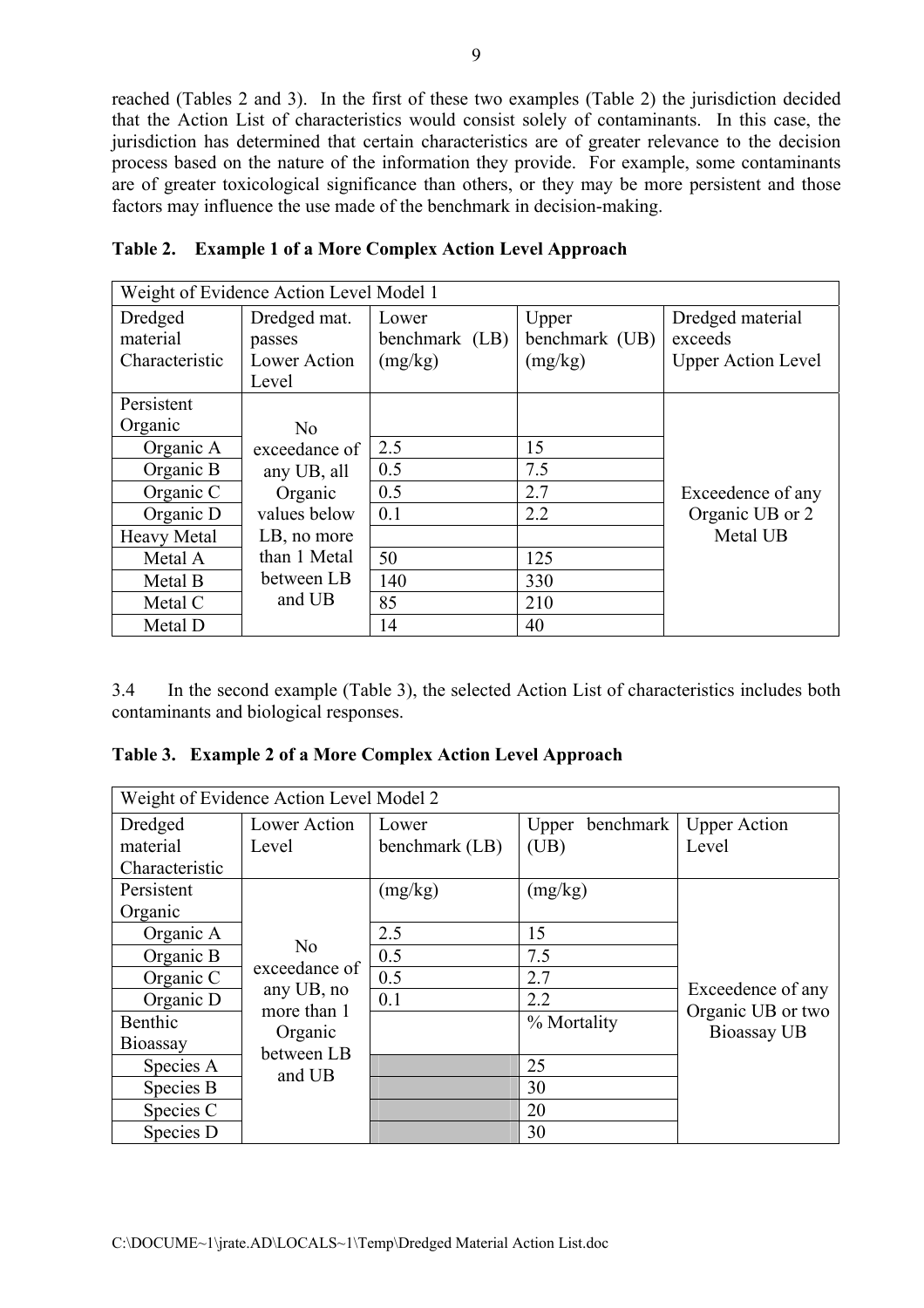reached (Tables 2 and 3). In the first of these two examples (Table 2) the jurisdiction decided that the Action List of characteristics would consist solely of contaminants. In this case, the jurisdiction has determined that certain characteristics are of greater relevance to the decision process based on the nature of the information they provide. For example, some contaminants are of greater toxicological significance than others, or they may be more persistent and those factors may influence the use made of the benchmark in decision-making.

**Table 2. Example 1 of a More Complex Action Level Approach**

| Weight of Evidence Action Level Model 1 | | | | |
|---|---|---|---|---|
| Dredged material Characteristic | Dredged mat. passes Lower Action Level | Lower benchmark (LB) (mg/kg) | Upper benchmark (UB) (mg/kg) | Dredged material exceeds Upper Action Level |
| Persistent Organic | No exceedance of any UB, all Organic values below LB, no more than 1 Metal between LB and UB | | | Exceedence of any Organic UB or 2 Metal UB |
| Organic A | | 2.5 | 15 | |
| Organic B | | 0.5 | 7.5 | |
| Organic C | | 0.5 | 2.7 | |
| Organic D | | 0.1 | 2.2 | |
| Heavy Metal | | | | |
| Metal A | | 50 | 125 | |
| Metal B | | 140 | 330 | |
| Metal C | | 85 | 210 | |
| Metal D | | 14 | 40 | |

3.4 In the second example (Table 3), the selected Action List of characteristics includes both contaminants and biological responses.

**Table 3. Example 2 of a More Complex Action Level Approach**

| Weight of Evidence Action Level Model 2 | | | | |
|---|---|---|---|---|
| Dredged material Characteristic | Lower Action Level | Lower benchmark (LB) | Upper benchmark (UB) | Upper Action Level |
| Persistent Organic | No exceedance of any UB, no more than 1 Organic between LB and UB | (mg/kg) | (mg/kg) | Exceedence of any Organic UB or two Bioassay UB |
| Organic A | | 2.5 | 15 | |
| Organic B | | 0.5 | 7.5 | |
| Organic C | | 0.5 | 2.7 | |
| Organic D | | 0.1 | 2.2 | |
| Benthic Bioassay | | | % Mortality | |
| Species A | | | 25 | |
| Species B | | | 30 | |
| Species C | | | 20 | |
| Species D | | | 30 | |

C:\DOCUME~1\jrate.AD\LOCALS~1\Temp\Dredged Material Action List.doc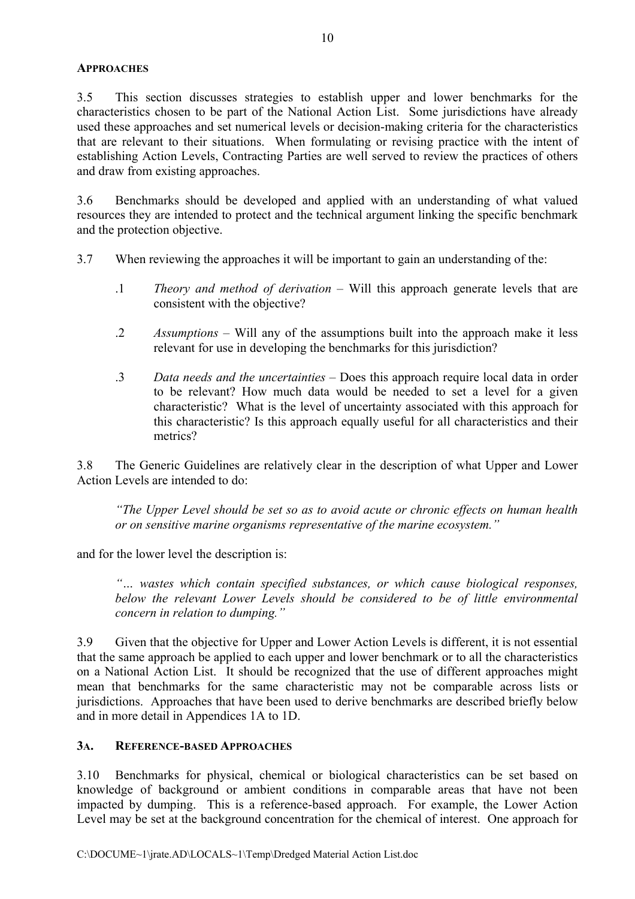### APPROACHES

3.5 This section discusses strategies to establish upper and lower benchmarks for the characteristics chosen to be part of the National Action List. Some jurisdictions have already used these approaches and set numerical levels or decision-making criteria for the characteristics that are relevant to their situations. When formulating or revising practice with the intent of establishing Action Levels, Contracting Parties are well served to review the practices of others and draw from existing approaches.

3.6 Benchmarks should be developed and applied with an understanding of what valued resources they are intended to protect and the technical argument linking the specific benchmark and the protection objective.

3.7 When reviewing the approaches it will be important to gain an understanding of the:

.1 *Theory and method of derivation* – Will this approach generate levels that are consistent with the objective?

.2 *Assumptions* – Will any of the assumptions built into the approach make it less relevant for use in developing the benchmarks for this jurisdiction?

.3 *Data needs and the uncertainties* – Does this approach require local data in order to be relevant? How much data would be needed to set a level for a given characteristic? What is the level of uncertainty associated with this approach for this characteristic? Is this approach equally useful for all characteristics and their metrics?

3.8 The Generic Guidelines are relatively clear in the description of what Upper and Lower Action Levels are intended to do:

> *"The Upper Level should be set so as to avoid acute or chronic effects on human health or on sensitive marine organisms representative of the marine ecosystem."*

and for the lower level the description is:

> *"... wastes which contain specified substances, or which cause biological responses, below the relevant Lower Levels should be considered to be of little environmental concern in relation to dumping."*

3.9 Given that the objective for Upper and Lower Action Levels is different, it is not essential that the same approach be applied to each upper and lower benchmark or to all the characteristics on a National Action List. It should be recognized that the use of different approaches might mean that benchmarks for the same characteristic may not be comparable across lists or jurisdictions. Approaches that have been used to derive benchmarks are described briefly below and in more detail in Appendices 1A to 1D.

### 3A. REFERENCE-BASED APPROACHES

3.10 Benchmarks for physical, chemical or biological characteristics can be set based on knowledge of background or ambient conditions in comparable areas that have not been impacted by dumping. This is a reference-based approach. For example, the Lower Action Level may be set at the background concentration for the chemical of interest. One approach for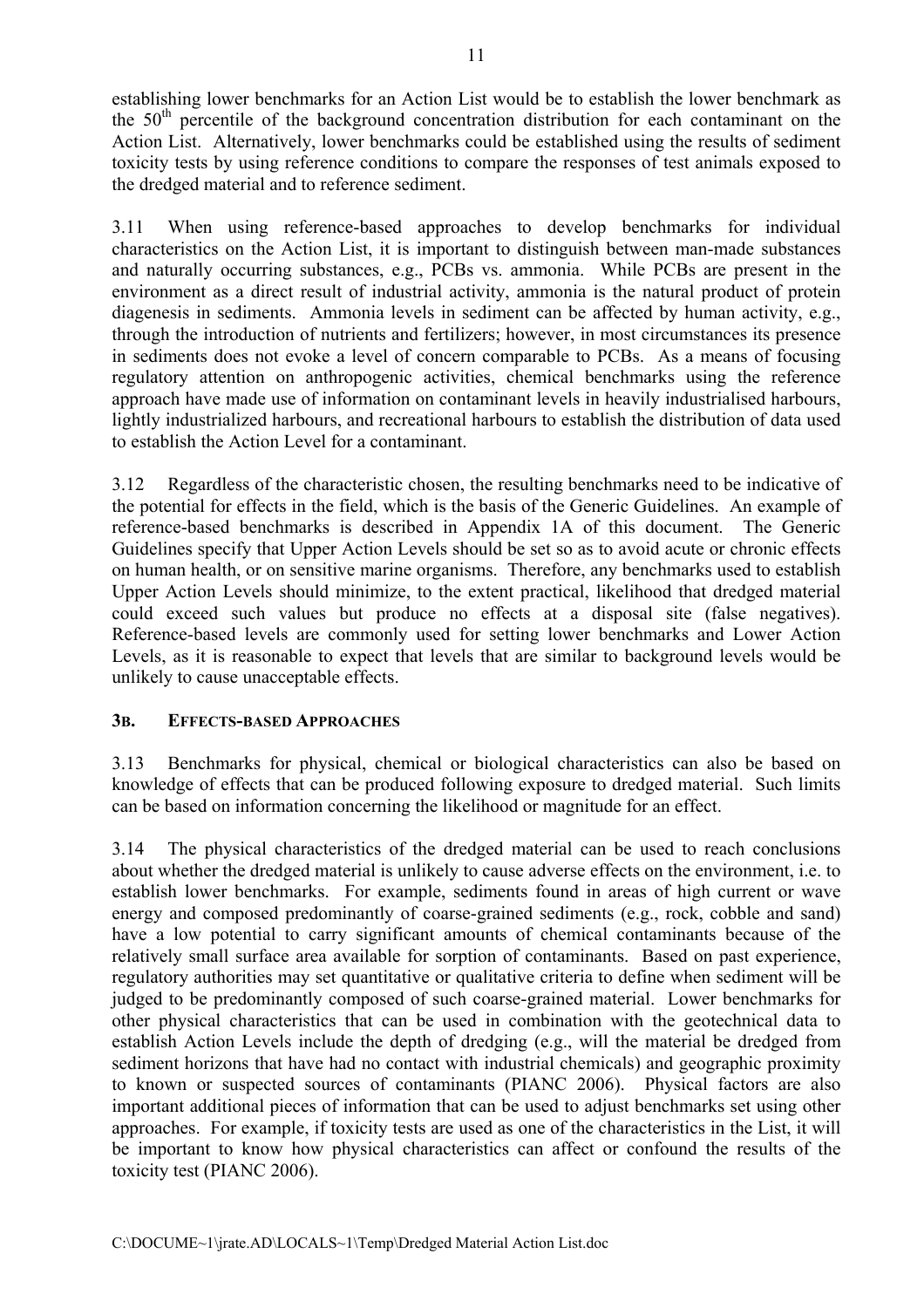establishing lower benchmarks for an Action List would be to establish the lower benchmark as the $50^{th}$ percentile of the background concentration distribution for each contaminant on the Action List. Alternatively, lower benchmarks could be established using the results of sediment toxicity tests by using reference conditions to compare the responses of test animals exposed to the dredged material and to reference sediment.

3.11 When using reference-based approaches to develop benchmarks for individual characteristics on the Action List, it is important to distinguish between man-made substances and naturally occurring substances, e.g., PCBs vs. ammonia. While PCBs are present in the environment as a direct result of industrial activity, ammonia is the natural product of protein diagenesis in sediments. Ammonia levels in sediment can be affected by human activity, e.g., through the introduction of nutrients and fertilizers; however, in most circumstances its presence in sediments does not evoke a level of concern comparable to PCBs. As a means of focusing regulatory attention on anthropogenic activities, chemical benchmarks using the reference approach have made use of information on contaminant levels in heavily industrialised harbours, lightly industrialized harbours, and recreational harbours to establish the distribution of data used to establish the Action Level for a contaminant.

3.12 Regardless of the characteristic chosen, the resulting benchmarks need to be indicative of the potential for effects in the field, which is the basis of the Generic Guidelines. An example of reference-based benchmarks is described in Appendix 1A of this document. The Generic Guidelines specify that Upper Action Levels should be set so as to avoid acute or chronic effects on human health, or on sensitive marine organisms. Therefore, any benchmarks used to establish Upper Action Levels should minimize, to the extent practical, likelihood that dredged material could exceed such values but produce no effects at a disposal site (false negatives). Reference-based levels are commonly used for setting lower benchmarks and Lower Action Levels, as it is reasonable to expect that levels that are similar to background levels would be unlikely to cause unacceptable effects.

### 3B. Effects-based Approaches

3.13 Benchmarks for physical, chemical or biological characteristics can also be based on knowledge of effects that can be produced following exposure to dredged material. Such limits can be based on information concerning the likelihood or magnitude for an effect.

3.14 The physical characteristics of the dredged material can be used to reach conclusions about whether the dredged material is unlikely to cause adverse effects on the environment, i.e. to establish lower benchmarks. For example, sediments found in areas of high current or wave energy and composed predominantly of coarse-grained sediments (e.g., rock, cobble and sand) have a low potential to carry significant amounts of chemical contaminants because of the relatively small surface area available for sorption of contaminants. Based on past experience, regulatory authorities may set quantitative or qualitative criteria to define when sediment will be judged to be predominantly composed of such coarse-grained material. Lower benchmarks for other physical characteristics that can be used in combination with the geotechnical data to establish Action Levels include the depth of dredging (e.g., will the material be dredged from sediment horizons that have had no contact with industrial chemicals) and geographic proximity to known or suspected sources of contaminants (PIANC 2006). Physical factors are also important additional pieces of information that can be used to adjust benchmarks set using other approaches. For example, if toxicity tests are used as one of the characteristics in the List, it will be important to know how physical characteristics can affect or confound the results of the toxicity test (PIANC 2006).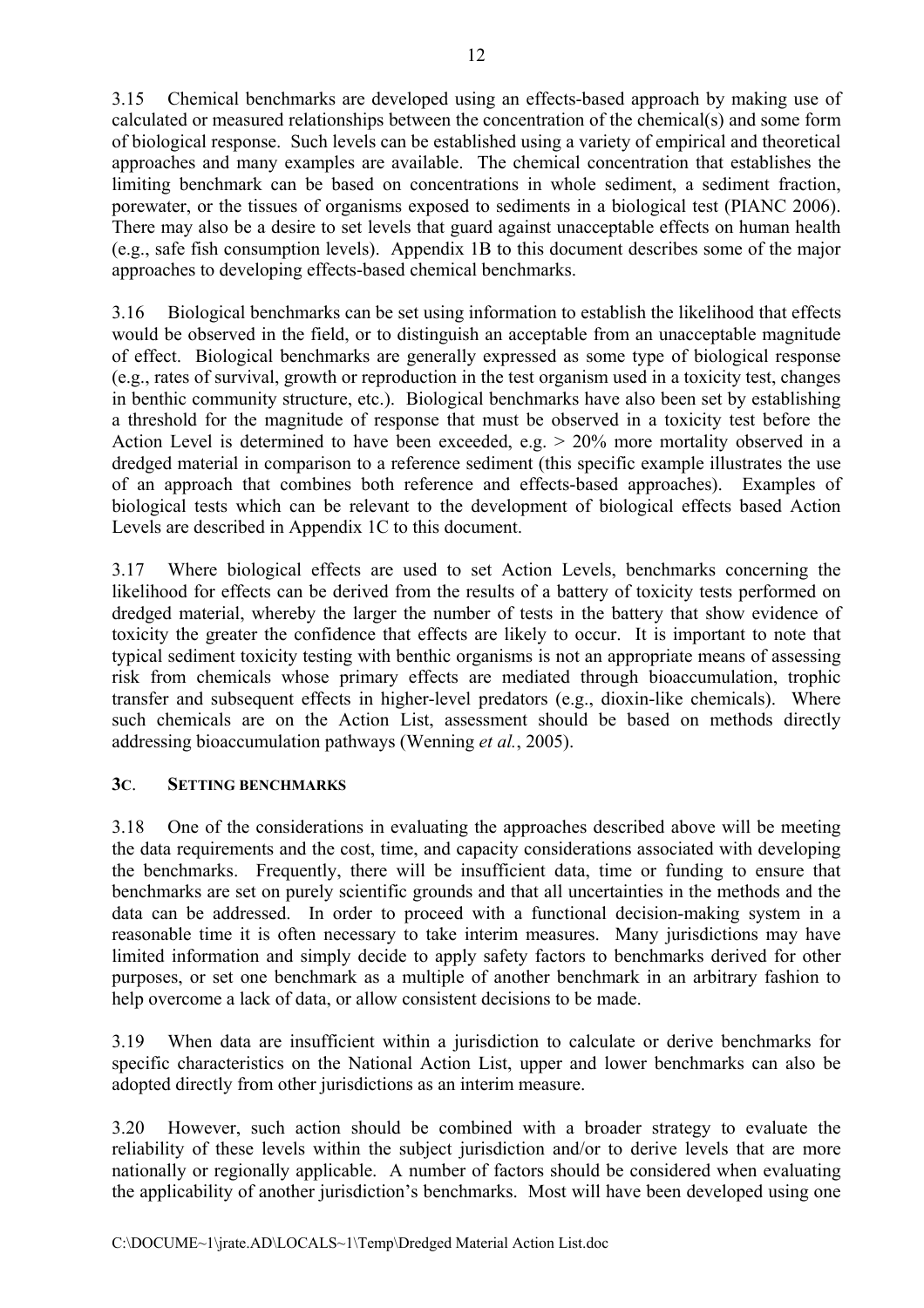3.15 Chemical benchmarks are developed using an effects-based approach by making use of calculated or measured relationships between the concentration of the chemical(s) and some form of biological response. Such levels can be established using a variety of empirical and theoretical approaches and many examples are available. The chemical concentration that establishes the limiting benchmark can be based on concentrations in whole sediment, a sediment fraction, porewater, or the tissues of organisms exposed to sediments in a biological test (PIANC 2006). There may also be a desire to set levels that guard against unacceptable effects on human health (e.g., safe fish consumption levels). Appendix 1B to this document describes some of the major approaches to developing effects-based chemical benchmarks.

3.16 Biological benchmarks can be set using information to establish the likelihood that effects would be observed in the field, or to distinguish an acceptable from an unacceptable magnitude of effect. Biological benchmarks are generally expressed as some type of biological response (e.g., rates of survival, growth or reproduction in the test organism used in a toxicity test, changes in benthic community structure, etc.). Biological benchmarks have also been set by establishing a threshold for the magnitude of response that must be observed in a toxicity test before the Action Level is determined to have been exceeded, e.g. > 20% more mortality observed in a dredged material in comparison to a reference sediment (this specific example illustrates the use of an approach that combines both reference and effects-based approaches). Examples of biological tests which can be relevant to the development of biological effects based Action Levels are described in Appendix 1C to this document.

3.17 Where biological effects are used to set Action Levels, benchmarks concerning the likelihood for effects can be derived from the results of a battery of toxicity tests performed on dredged material, whereby the larger the number of tests in the battery that show evidence of toxicity the greater the confidence that effects are likely to occur. It is important to note that typical sediment toxicity testing with benthic organisms is not an appropriate means of assessing risk from chemicals whose primary effects are mediated through bioaccumulation, trophic transfer and subsequent effects in higher-level predators (e.g., dioxin-like chemicals). Where such chemicals are on the Action List, assessment should be based on methods directly addressing bioaccumulation pathways (Wenning *et al.*, 2005).

### 3C. SETTING BENCHMARKS

3.18 One of the considerations in evaluating the approaches described above will be meeting the data requirements and the cost, time, and capacity considerations associated with developing the benchmarks. Frequently, there will be insufficient data, time or funding to ensure that benchmarks are set on purely scientific grounds and that all uncertainties in the methods and the data can be addressed. In order to proceed with a functional decision-making system in a reasonable time it is often necessary to take interim measures. Many jurisdictions may have limited information and simply decide to apply safety factors to benchmarks derived for other purposes, or set one benchmark as a multiple of another benchmark in an arbitrary fashion to help overcome a lack of data, or allow consistent decisions to be made.

3.19 When data are insufficient within a jurisdiction to calculate or derive benchmarks for specific characteristics on the National Action List, upper and lower benchmarks can also be adopted directly from other jurisdictions as an interim measure.

3.20 However, such action should be combined with a broader strategy to evaluate the reliability of these levels within the subject jurisdiction and/or to derive levels that are more nationally or regionally applicable. A number of factors should be considered when evaluating the applicability of another jurisdiction's benchmarks. Most will have been developed using one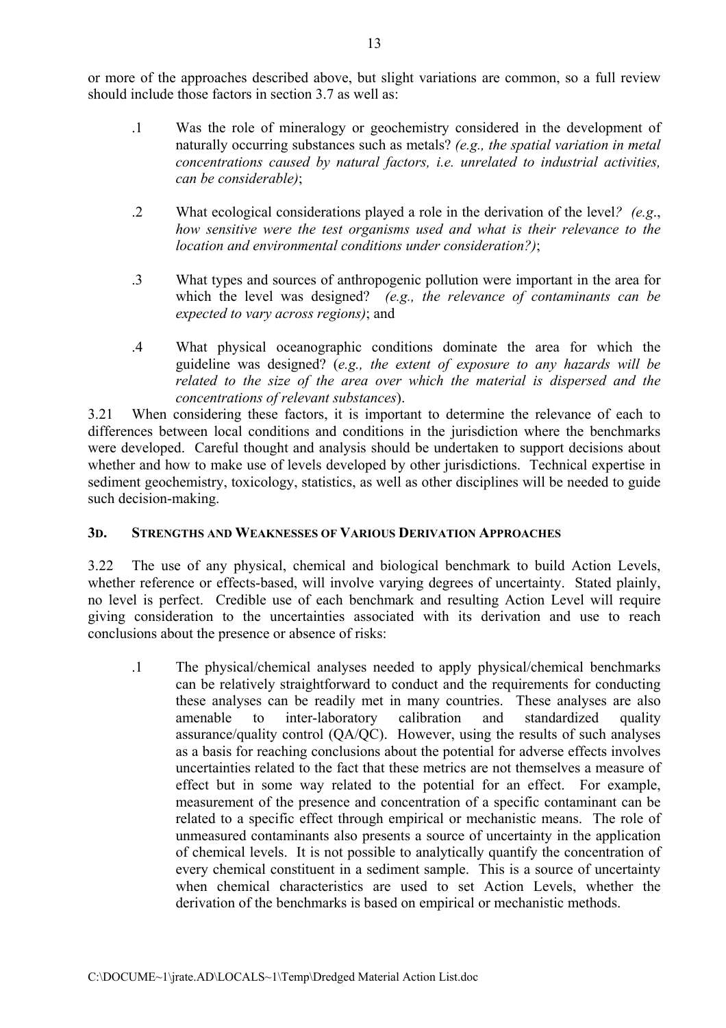or more of the approaches described above, but slight variations are common, so a full review should include those factors in section 3.7 as well as:

.1 Was the role of mineralogy or geochemistry considered in the development of naturally occurring substances such as metals? *(e.g., the spatial variation in metal concentrations caused by natural factors, i.e. unrelated to industrial activities, can be considerable)*;

.2 What ecological considerations played a role in the derivation of the level*? (e.g., how sensitive were the test organisms used and what is their relevance to the location and environmental conditions under consideration?)*;

.3 What types and sources of anthropogenic pollution were important in the area for which the level was designed? *(e.g., the relevance of contaminants can be expected to vary across regions)*; and

.4 What physical oceanographic conditions dominate the area for which the guideline was designed? (*e.g., the extent of exposure to any hazards will be related to the size of the area over which the material is dispersed and the concentrations of relevant substances*).

3.21 When considering these factors, it is important to determine the relevance of each to differences between local conditions and conditions in the jurisdiction where the benchmarks were developed. Careful thought and analysis should be undertaken to support decisions about whether and how to make use of levels developed by other jurisdictions. Technical expertise in sediment geochemistry, toxicology, statistics, as well as other disciplines will be needed to guide such decision-making.

### 3D. STRENGTHS AND WEAKNESSES OF VARIOUS DERIVATION APPROACHES

3.22 The use of any physical, chemical and biological benchmark to build Action Levels, whether reference or effects-based, will involve varying degrees of uncertainty. Stated plainly, no level is perfect. Credible use of each benchmark and resulting Action Level will require giving consideration to the uncertainties associated with its derivation and use to reach conclusions about the presence or absence of risks:

.1 The physical/chemical analyses needed to apply physical/chemical benchmarks can be relatively straightforward to conduct and the requirements for conducting these analyses can be readily met in many countries. These analyses are also amenable to inter-laboratory calibration and standardized quality assurance/quality control (QA/QC). However, using the results of such analyses as a basis for reaching conclusions about the potential for adverse effects involves uncertainties related to the fact that these metrics are not themselves a measure of effect but in some way related to the potential for an effect. For example, measurement of the presence and concentration of a specific contaminant can be related to a specific effect through empirical or mechanistic means. The role of unmeasured contaminants also presents a source of uncertainty in the application of chemical levels. It is not possible to analytically quantify the concentration of every chemical constituent in a sediment sample. This is a source of uncertainty when chemical characteristics are used to set Action Levels, whether the derivation of the benchmarks is based on empirical or mechanistic methods.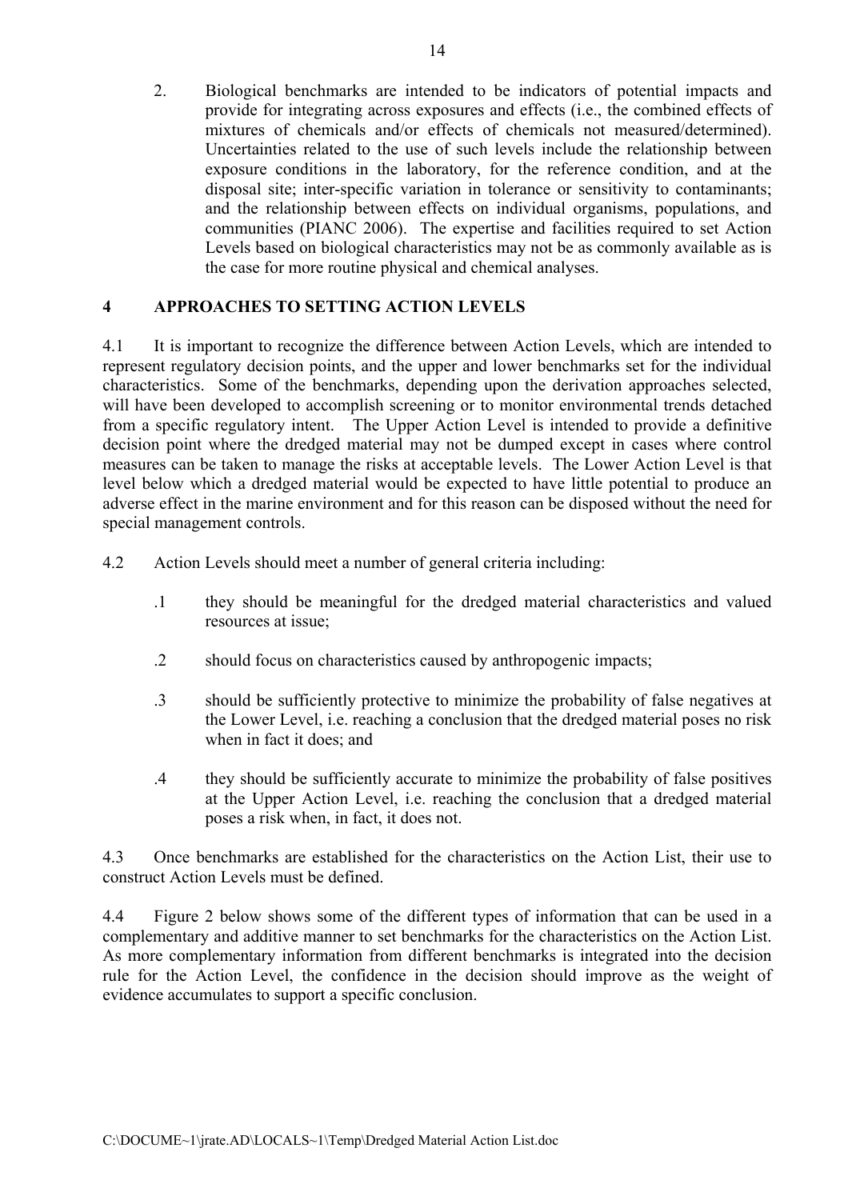2. Biological benchmarks are intended to be indicators of potential impacts and provide for integrating across exposures and effects (i.e., the combined effects of mixtures of chemicals and/or effects of chemicals not measured/determined). Uncertainties related to the use of such levels include the relationship between exposure conditions in the laboratory, for the reference condition, and at the disposal site; inter-specific variation in tolerance or sensitivity to contaminants; and the relationship between effects on individual organisms, populations, and communities (PIANC 2006). The expertise and facilities required to set Action Levels based on biological characteristics may not be as commonly available as is the case for more routine physical and chemical analyses.

## 4 APPROACHES TO SETTING ACTION LEVELS

4.1 It is important to recognize the difference between Action Levels, which are intended to represent regulatory decision points, and the upper and lower benchmarks set for the individual characteristics. Some of the benchmarks, depending upon the derivation approaches selected, will have been developed to accomplish screening or to monitor environmental trends detached from a specific regulatory intent. The Upper Action Level is intended to provide a definitive decision point where the dredged material may not be dumped except in cases where control measures can be taken to manage the risks at acceptable levels. The Lower Action Level is that level below which a dredged material would be expected to have little potential to produce an adverse effect in the marine environment and for this reason can be disposed without the need for special management controls.

4.2 Action Levels should meet a number of general criteria including:

.1 they should be meaningful for the dredged material characteristics and valued resources at issue;

.2 should focus on characteristics caused by anthropogenic impacts;

.3 should be sufficiently protective to minimize the probability of false negatives at the Lower Level, i.e. reaching a conclusion that the dredged material poses no risk when in fact it does; and

.4 they should be sufficiently accurate to minimize the probability of false positives at the Upper Action Level, i.e. reaching the conclusion that a dredged material poses a risk when, in fact, it does not.

4.3 Once benchmarks are established for the characteristics on the Action List, their use to construct Action Levels must be defined.

4.4 Figure 2 below shows some of the different types of information that can be used in a complementary and additive manner to set benchmarks for the characteristics on the Action List. As more complementary information from different benchmarks is integrated into the decision rule for the Action Level, the confidence in the decision should improve as the weight of evidence accumulates to support a specific conclusion.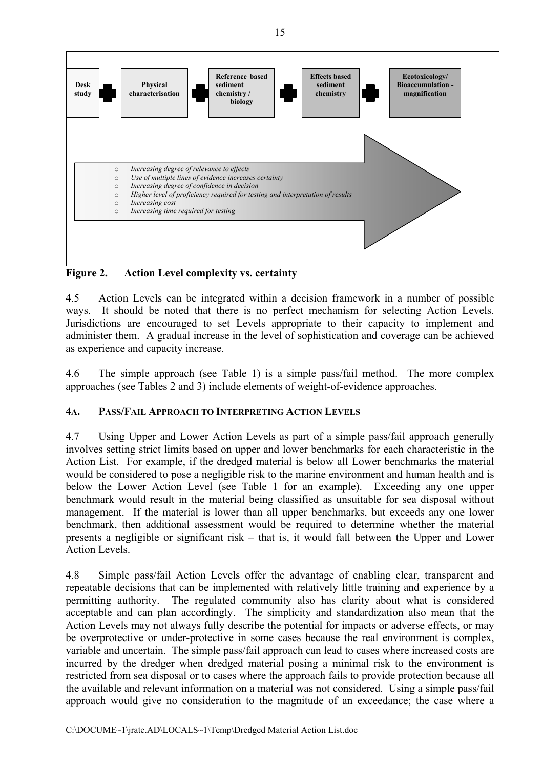Desk study + Physical characterisation + Reference based sediment chemistry / biology + Effects based sediment chemistry + Ecotoxicology/ Bioaccumulation - magnification

- *Increasing degree of relevance to effects*
- *Use of multiple lines of evidence increases certainty*
- *Increasing degree of confidence in decision*
- *Higher level of proficiency required for testing and interpretation of results*
- *Increasing cost*
- *Increasing time required for testing*

**Figure 2. Action Level complexity vs. certainty**

4.5 Action Levels can be integrated within a decision framework in a number of possible ways. It should be noted that there is no perfect mechanism for selecting Action Levels. Jurisdictions are encouraged to set Levels appropriate to their capacity to implement and administer them. A gradual increase in the level of sophistication and coverage can be achieved as experience and capacity increase.

4.6 The simple approach (see Table 1) is a simple pass/fail method. The more complex approaches (see Tables 2 and 3) include elements of weight-of-evidence approaches.

### 4A. PASS/FAIL APPROACH TO INTERPRETING ACTION LEVELS

4.7 Using Upper and Lower Action Levels as part of a simple pass/fail approach generally involves setting strict limits based on upper and lower benchmarks for each characteristic in the Action List. For example, if the dredged material is below all Lower benchmarks the material would be considered to pose a negligible risk to the marine environment and human health and is below the Lower Action Level (see Table 1 for an example). Exceeding any one upper benchmark would result in the material being classified as unsuitable for sea disposal without management. If the material is lower than all upper benchmarks, but exceeds any one lower benchmark, then additional assessment would be required to determine whether the material presents a negligible or significant risk – that is, it would fall between the Upper and Lower Action Levels.

4.8 Simple pass/fail Action Levels offer the advantage of enabling clear, transparent and repeatable decisions that can be implemented with relatively little training and experience by a permitting authority. The regulated community also has clarity about what is considered acceptable and can plan accordingly. The simplicity and standardization also mean that the Action Levels may not always fully describe the potential for impacts or adverse effects, or may be overprotective or under-protective in some cases because the real environment is complex, variable and uncertain. The simple pass/fail approach can lead to cases where increased costs are incurred by the dredger when dredged material posing a minimal risk to the environment is restricted from sea disposal or to cases where the approach fails to provide protection because all the available and relevant information on a material was not considered. Using a simple pass/fail approach would give no consideration to the magnitude of an exceedance; the case where a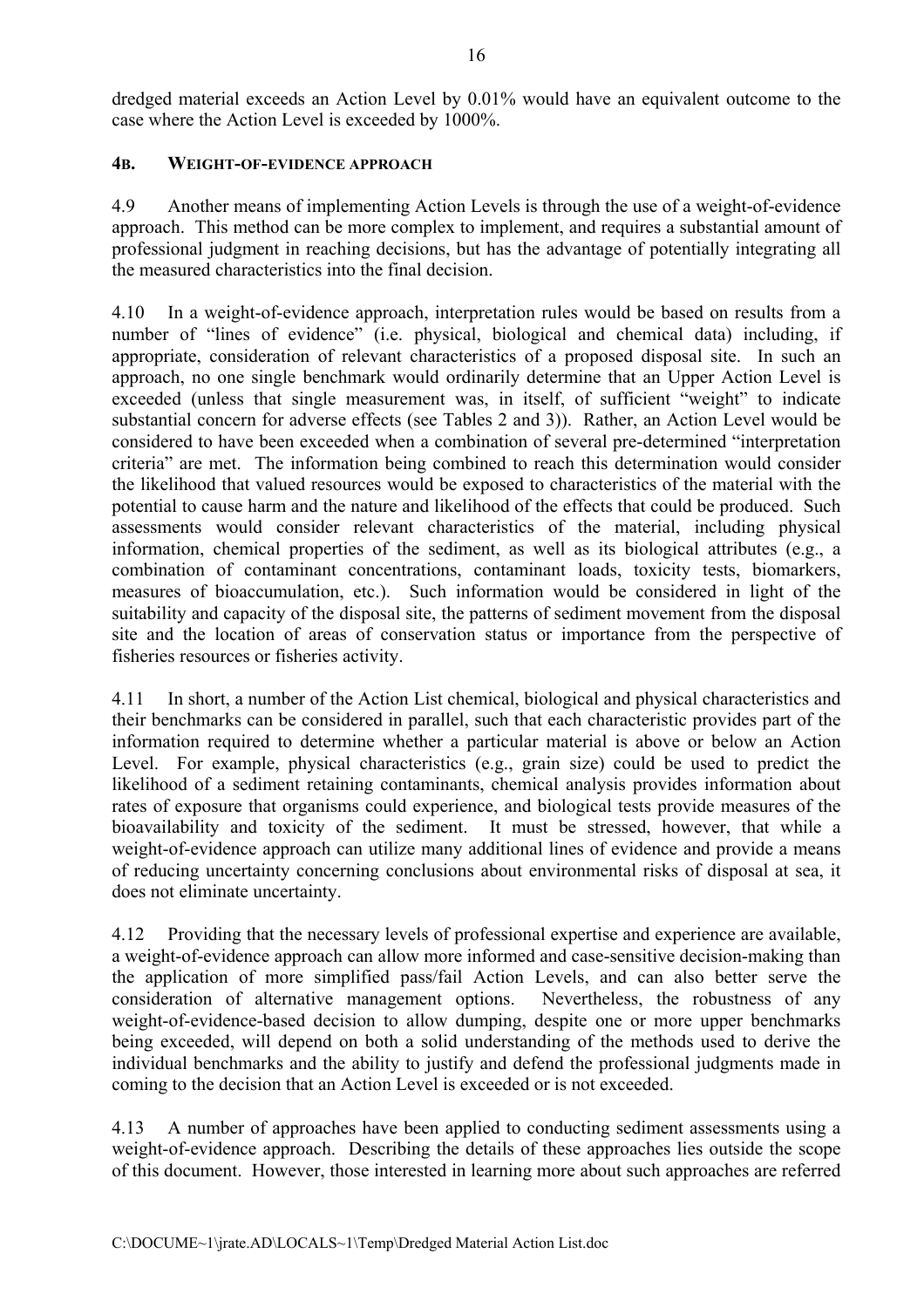dredged material exceeds an Action Level by 0.01% would have an equivalent outcome to the case where the Action Level is exceeded by 1000%.

### 4B. WEIGHT-OF-EVIDENCE APPROACH

4.9 Another means of implementing Action Levels is through the use of a weight-of-evidence approach. This method can be more complex to implement, and requires a substantial amount of professional judgment in reaching decisions, but has the advantage of potentially integrating all the measured characteristics into the final decision.

4.10 In a weight-of-evidence approach, interpretation rules would be based on results from a number of "lines of evidence" (i.e. physical, biological and chemical data) including, if appropriate, consideration of relevant characteristics of a proposed disposal site. In such an approach, no one single benchmark would ordinarily determine that an Upper Action Level is exceeded (unless that single measurement was, in itself, of sufficient "weight" to indicate substantial concern for adverse effects (see Tables 2 and 3)). Rather, an Action Level would be considered to have been exceeded when a combination of several pre-determined "interpretation criteria" are met. The information being combined to reach this determination would consider the likelihood that valued resources would be exposed to characteristics of the material with the potential to cause harm and the nature and likelihood of the effects that could be produced. Such assessments would consider relevant characteristics of the material, including physical information, chemical properties of the sediment, as well as its biological attributes (e.g., a combination of contaminant concentrations, contaminant loads, toxicity tests, biomarkers, measures of bioaccumulation, etc.). Such information would be considered in light of the suitability and capacity of the disposal site, the patterns of sediment movement from the disposal site and the location of areas of conservation status or importance from the perspective of fisheries resources or fisheries activity.

4.11 In short, a number of the Action List chemical, biological and physical characteristics and their benchmarks can be considered in parallel, such that each characteristic provides part of the information required to determine whether a particular material is above or below an Action Level. For example, physical characteristics (e.g., grain size) could be used to predict the likelihood of a sediment retaining contaminants, chemical analysis provides information about rates of exposure that organisms could experience, and biological tests provide measures of the bioavailability and toxicity of the sediment. It must be stressed, however, that while a weight-of-evidence approach can utilize many additional lines of evidence and provide a means of reducing uncertainty concerning conclusions about environmental risks of disposal at sea, it does not eliminate uncertainty.

4.12 Providing that the necessary levels of professional expertise and experience are available, a weight-of-evidence approach can allow more informed and case-sensitive decision-making than the application of more simplified pass/fail Action Levels, and can also better serve the consideration of alternative management options. Nevertheless, the robustness of any weight-of-evidence-based decision to allow dumping, despite one or more upper benchmarks being exceeded, will depend on both a solid understanding of the methods used to derive the individual benchmarks and the ability to justify and defend the professional judgments made in coming to the decision that an Action Level is exceeded or is not exceeded.

4.13 A number of approaches have been applied to conducting sediment assessments using a weight-of-evidence approach. Describing the details of these approaches lies outside the scope of this document. However, those interested in learning more about such approaches are referred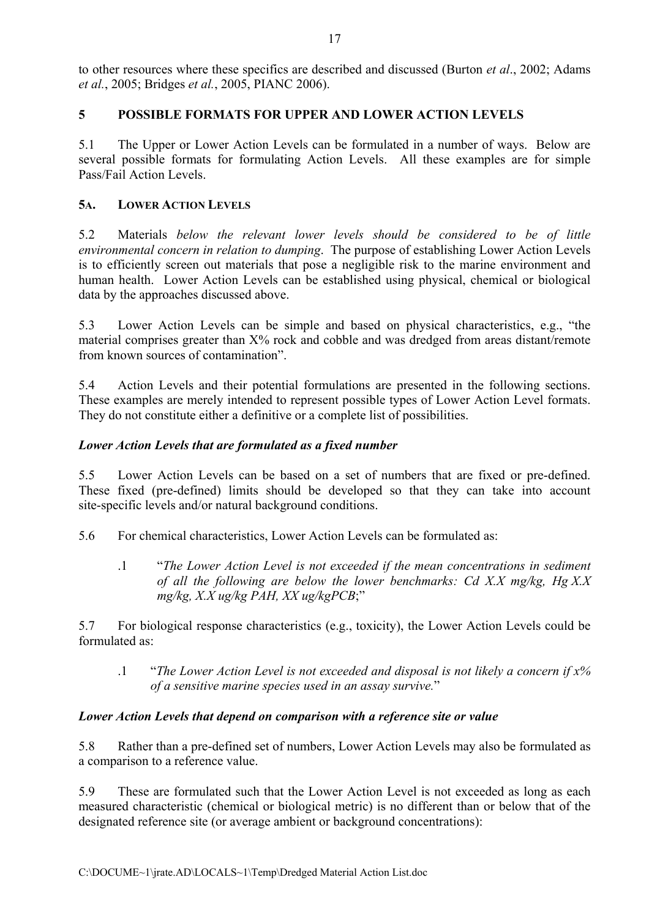to other resources where these specifics are described and discussed (Burton *et al*., 2002; Adams *et al.*, 2005; Bridges *et al.*, 2005, PIANC 2006).

## 5 POSSIBLE FORMATS FOR UPPER AND LOWER ACTION LEVELS

5.1 The Upper or Lower Action Levels can be formulated in a number of ways. Below are several possible formats for formulating Action Levels. All these examples are for simple Pass/Fail Action Levels.

### 5A. LOWER ACTION LEVELS

5.2 Materials *below the relevant lower levels should be considered to be of little environmental concern in relation to dumping*. The purpose of establishing Lower Action Levels is to efficiently screen out materials that pose a negligible risk to the marine environment and human health. Lower Action Levels can be established using physical, chemical or biological data by the approaches discussed above.

5.3 Lower Action Levels can be simple and based on physical characteristics, e.g., "the material comprises greater than X% rock and cobble and was dredged from areas distant/remote from known sources of contamination".

5.4 Action Levels and their potential formulations are presented in the following sections. These examples are merely intended to represent possible types of Lower Action Level formats. They do not constitute either a definitive or a complete list of possibilities.

#### *Lower Action Levels that are formulated as a fixed number*

5.5 Lower Action Levels can be based on a set of numbers that are fixed or pre-defined. These fixed (pre-defined) limits should be developed so that they can take into account site-specific levels and/or natural background conditions.

5.6 For chemical characteristics, Lower Action Levels can be formulated as:

.1 "*The Lower Action Level is not exceeded if the mean concentrations in sediment of all the following are below the lower benchmarks: Cd X.X mg/kg, Hg X.X mg/kg, X.X ug/kg PAH, XX ug/kgPCB*;"

5.7 For biological response characteristics (e.g., toxicity), the Lower Action Levels could be formulated as:

.1 "*The Lower Action Level is not exceeded and disposal is not likely a concern if x% of a sensitive marine species used in an assay survive.*"

#### *Lower Action Levels that depend on comparison with a reference site or value*

5.8 Rather than a pre-defined set of numbers, Lower Action Levels may also be formulated as a comparison to a reference value.

5.9 These are formulated such that the Lower Action Level is not exceeded as long as each measured characteristic (chemical or biological metric) is no different than or below that of the designated reference site (or average ambient or background concentrations):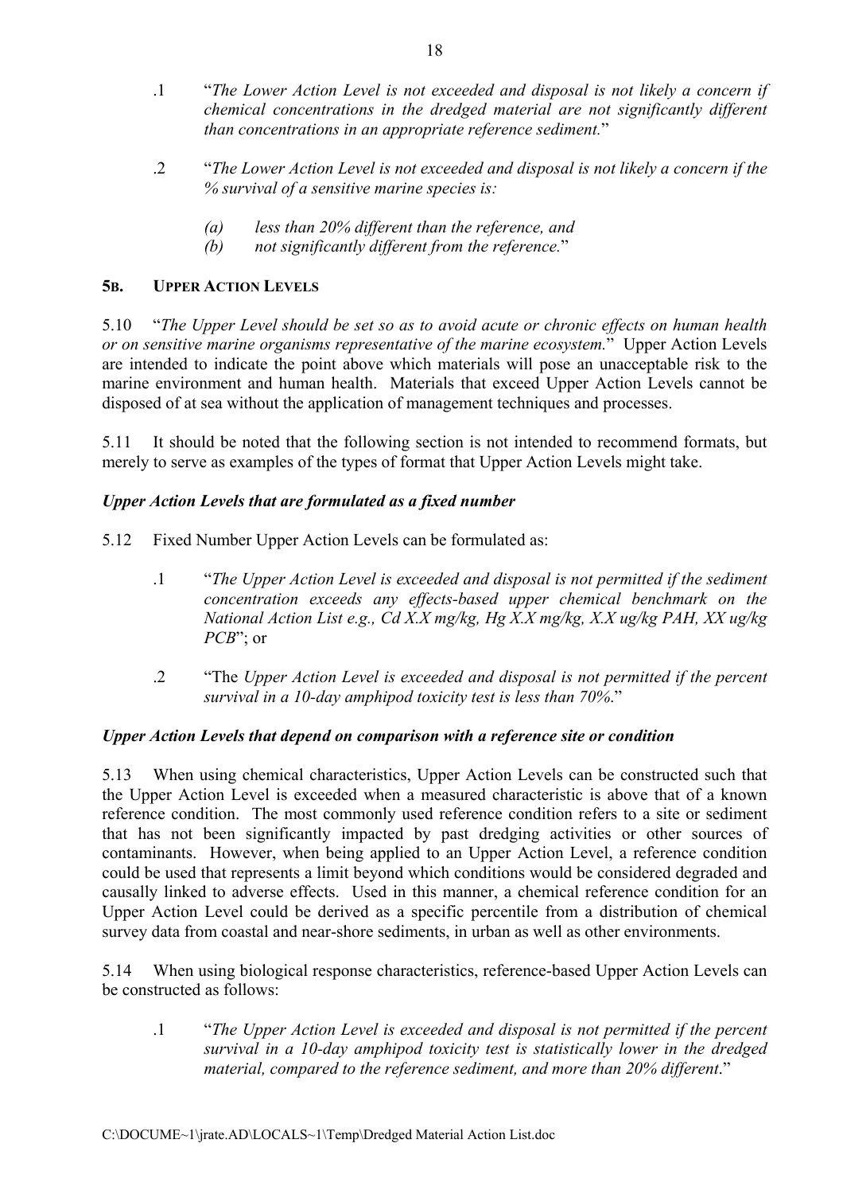.1 "*The Lower Action Level is not exceeded and disposal is not likely a concern if chemical concentrations in the dredged material are not significantly different than concentrations in an appropriate reference sediment.*"

.2 "*The Lower Action Level is not exceeded and disposal is not likely a concern if the % survival of a sensitive marine species is:*

*(a) less than 20% different than the reference, and*

*(b) not significantly different from the reference.*"

## 5B. UPPER ACTION LEVELS

5.10 "*The Upper Level should be set so as to avoid acute or chronic effects on human health or on sensitive marine organisms representative of the marine ecosystem.*" Upper Action Levels are intended to indicate the point above which materials will pose an unacceptable risk to the marine environment and human health. Materials that exceed Upper Action Levels cannot be disposed of at sea without the application of management techniques and processes.

5.11 It should be noted that the following section is not intended to recommend formats, but merely to serve as examples of the types of format that Upper Action Levels might take.

### *Upper Action Levels that are formulated as a fixed number*

5.12 Fixed Number Upper Action Levels can be formulated as:

.1 "*The Upper Action Level is exceeded and disposal is not permitted if the sediment concentration exceeds any effects-based upper chemical benchmark on the National Action List e.g., Cd X.X mg/kg, Hg X.X mg/kg, X.X ug/kg PAH, XX ug/kg PCB*"; or

.2 "The *Upper Action Level is exceeded and disposal is not permitted if the percent survival in a 10-day amphipod toxicity test is less than 70%*."

### *Upper Action Levels that depend on comparison with a reference site or condition*

5.13 When using chemical characteristics, Upper Action Levels can be constructed such that the Upper Action Level is exceeded when a measured characteristic is above that of a known reference condition. The most commonly used reference condition refers to a site or sediment that has not been significantly impacted by past dredging activities or other sources of contaminants. However, when being applied to an Upper Action Level, a reference condition could be used that represents a limit beyond which conditions would be considered degraded and causally linked to adverse effects. Used in this manner, a chemical reference condition for an Upper Action Level could be derived as a specific percentile from a distribution of chemical survey data from coastal and near-shore sediments, in urban as well as other environments.

5.14 When using biological response characteristics, reference-based Upper Action Levels can be constructed as follows:

.1 "*The Upper Action Level is exceeded and disposal is not permitted if the percent survival in a 10-day amphipod toxicity test is statistically lower in the dredged material, compared to the reference sediment, and more than 20% different*."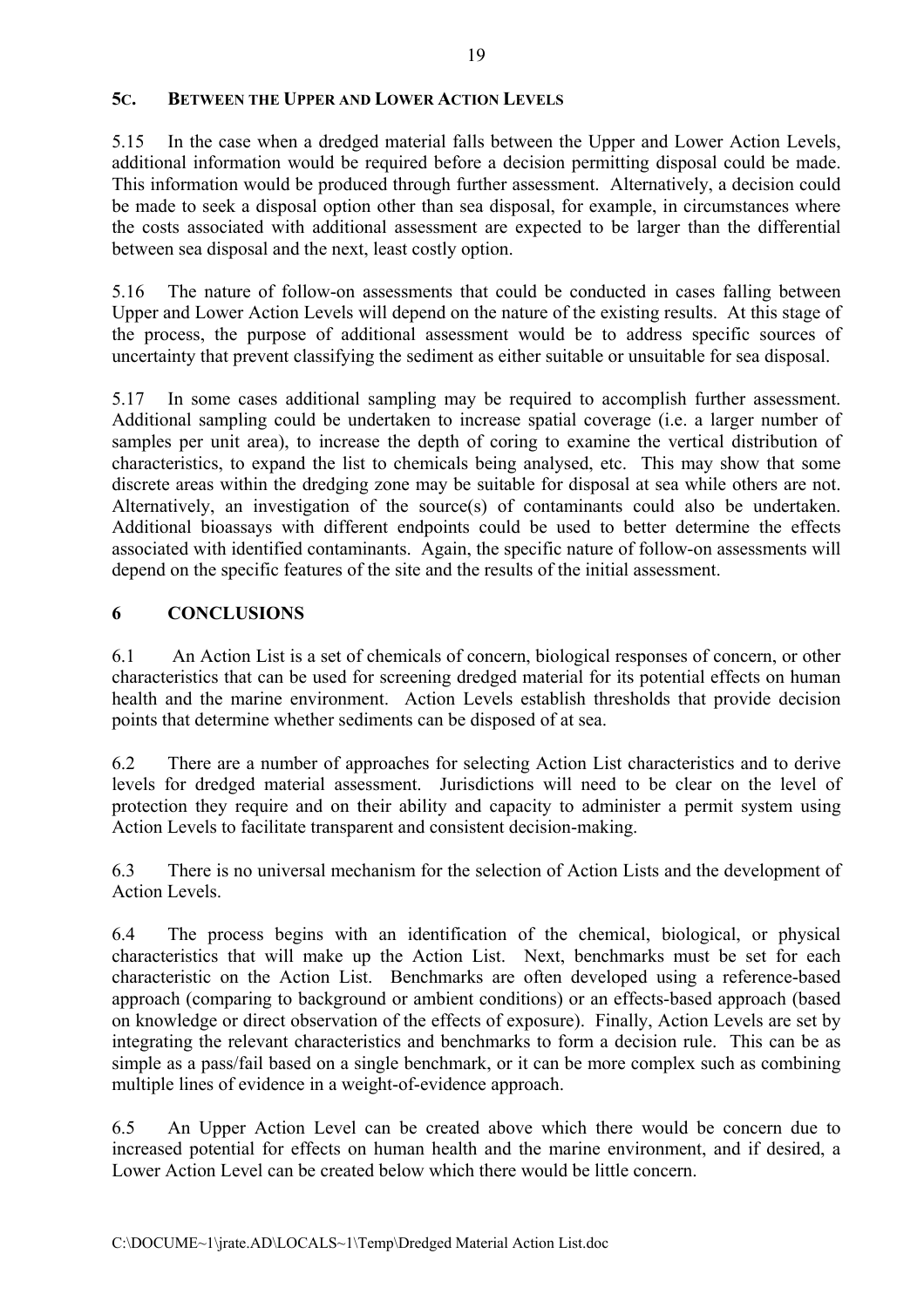## 5C. BETWEEN THE UPPER AND LOWER ACTION LEVELS

5.15 In the case when a dredged material falls between the Upper and Lower Action Levels, additional information would be required before a decision permitting disposal could be made. This information would be produced through further assessment. Alternatively, a decision could be made to seek a disposal option other than sea disposal, for example, in circumstances where the costs associated with additional assessment are expected to be larger than the differential between sea disposal and the next, least costly option.

5.16 The nature of follow-on assessments that could be conducted in cases falling between Upper and Lower Action Levels will depend on the nature of the existing results. At this stage of the process, the purpose of additional assessment would be to address specific sources of uncertainty that prevent classifying the sediment as either suitable or unsuitable for sea disposal.

5.17 In some cases additional sampling may be required to accomplish further assessment. Additional sampling could be undertaken to increase spatial coverage (i.e. a larger number of samples per unit area), to increase the depth of coring to examine the vertical distribution of characteristics, to expand the list to chemicals being analysed, etc. This may show that some discrete areas within the dredging zone may be suitable for disposal at sea while others are not. Alternatively, an investigation of the source(s) of contaminants could also be undertaken. Additional bioassays with different endpoints could be used to better determine the effects associated with identified contaminants. Again, the specific nature of follow-on assessments will depend on the specific features of the site and the results of the initial assessment.

# 6 CONCLUSIONS

6.1 An Action List is a set of chemicals of concern, biological responses of concern, or other characteristics that can be used for screening dredged material for its potential effects on human health and the marine environment. Action Levels establish thresholds that provide decision points that determine whether sediments can be disposed of at sea.

6.2 There are a number of approaches for selecting Action List characteristics and to derive levels for dredged material assessment. Jurisdictions will need to be clear on the level of protection they require and on their ability and capacity to administer a permit system using Action Levels to facilitate transparent and consistent decision-making.

6.3 There is no universal mechanism for the selection of Action Lists and the development of Action Levels.

6.4 The process begins with an identification of the chemical, biological, or physical characteristics that will make up the Action List. Next, benchmarks must be set for each characteristic on the Action List. Benchmarks are often developed using a reference-based approach (comparing to background or ambient conditions) or an effects-based approach (based on knowledge or direct observation of the effects of exposure). Finally, Action Levels are set by integrating the relevant characteristics and benchmarks to form a decision rule. This can be as simple as a pass/fail based on a single benchmark, or it can be more complex such as combining multiple lines of evidence in a weight-of-evidence approach.

6.5 An Upper Action Level can be created above which there would be concern due to increased potential for effects on human health and the marine environment, and if desired, a Lower Action Level can be created below which there would be little concern.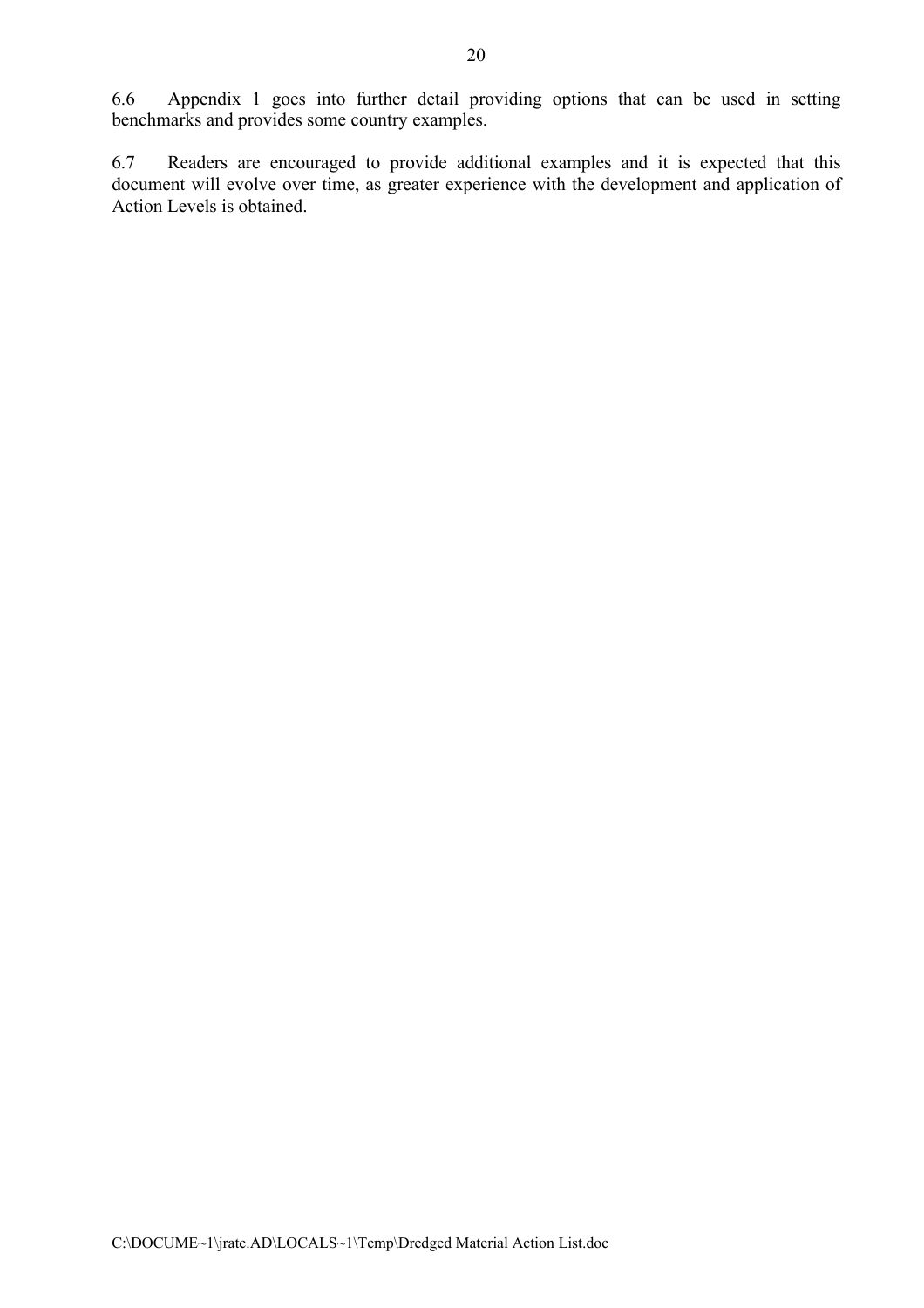6.6 Appendix 1 goes into further detail providing options that can be used in setting benchmarks and provides some country examples.

6.7 Readers are encouraged to provide additional examples and it is expected that this document will evolve over time, as greater experience with the development and application of Action Levels is obtained.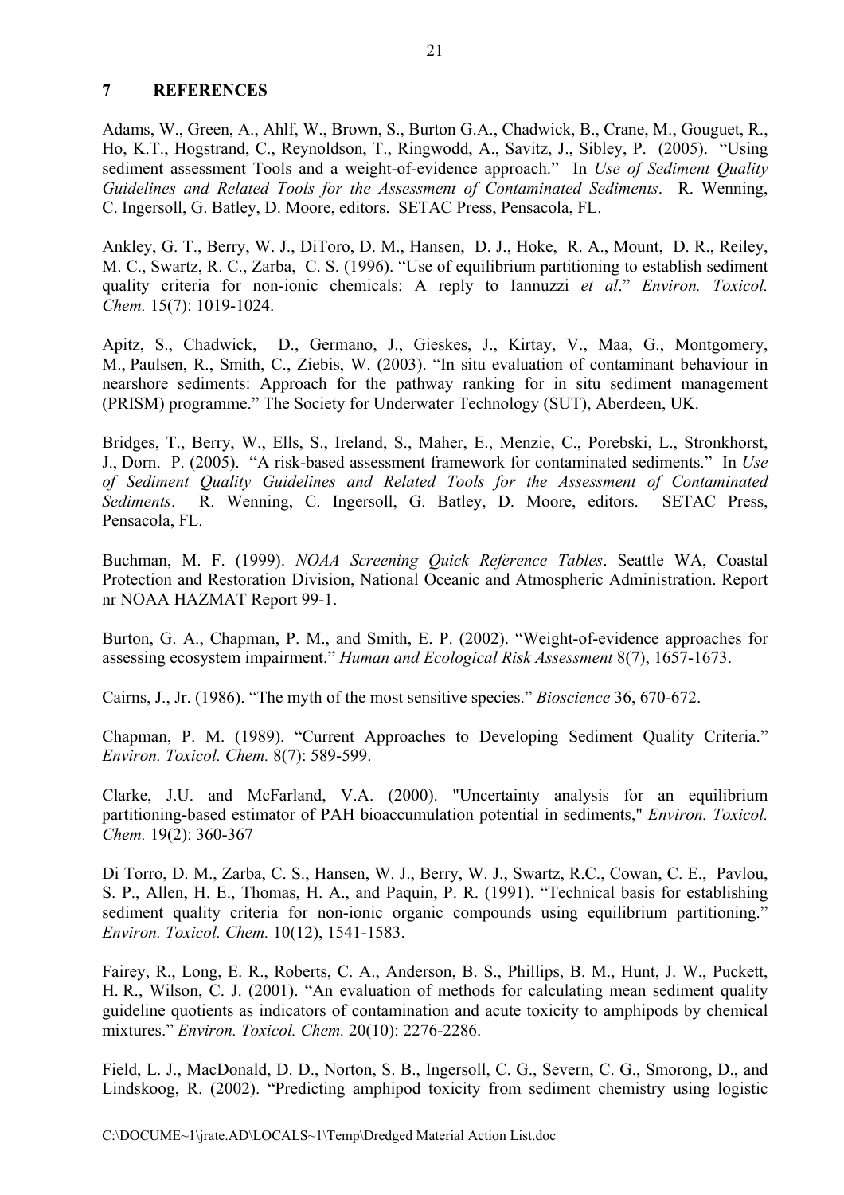## 7 REFERENCES

Adams, W., Green, A., Ahlf, W., Brown, S., Burton G.A., Chadwick, B., Crane, M., Gouguet, R., Ho, K.T., Hogstrand, C., Reynoldson, T., Ringwodd, A., Savitz, J., Sibley, P. (2005). "Using sediment assessment Tools and a weight-of-evidence approach." In *Use of Sediment Quality Guidelines and Related Tools for the Assessment of Contaminated Sediments*. R. Wenning, C. Ingersoll, G. Batley, D. Moore, editors. SETAC Press, Pensacola, FL.

Ankley, G. T., Berry, W. J., DiToro, D. M., Hansen, D. J., Hoke, R. A., Mount, D. R., Reiley, M. C., Swartz, R. C., Zarba, C. S. (1996). "Use of equilibrium partitioning to establish sediment quality criteria for non-ionic chemicals: A reply to Iannuzzi *et al*." *Environ. Toxicol. Chem.* 15(7): 1019-1024.

Apitz, S., Chadwick, D., Germano, J., Gieskes, J., Kirtay, V., Maa, G., Montgomery, M., Paulsen, R., Smith, C., Ziebis, W. (2003). "In situ evaluation of contaminant behaviour in nearshore sediments: Approach for the pathway ranking for in situ sediment management (PRISM) programme." The Society for Underwater Technology (SUT), Aberdeen, UK.

Bridges, T., Berry, W., Ells, S., Ireland, S., Maher, E., Menzie, C., Porebski, L., Stronkhorst, J., Dorn. P. (2005). "A risk-based assessment framework for contaminated sediments." In *Use of Sediment Quality Guidelines and Related Tools for the Assessment of Contaminated Sediments*. R. Wenning, C. Ingersoll, G. Batley, D. Moore, editors. SETAC Press, Pensacola, FL.

Buchman, M. F. (1999). *NOAA Screening Quick Reference Tables*. Seattle WA, Coastal Protection and Restoration Division, National Oceanic and Atmospheric Administration. Report nr NOAA HAZMAT Report 99-1.

Burton, G. A., Chapman, P. M., and Smith, E. P. (2002). "Weight-of-evidence approaches for assessing ecosystem impairment." *Human and Ecological Risk Assessment* 8(7), 1657-1673.

Cairns, J., Jr. (1986). "The myth of the most sensitive species." *Bioscience* 36, 670-672.

Chapman, P. M. (1989). "Current Approaches to Developing Sediment Quality Criteria." *Environ. Toxicol. Chem.* 8(7): 589-599.

Clarke, J.U. and McFarland, V.A. (2000). "Uncertainty analysis for an equilibrium partitioning-based estimator of PAH bioaccumulation potential in sediments," *Environ. Toxicol. Chem.* 19(2): 360-367

Di Torro, D. M., Zarba, C. S., Hansen, W. J., Berry, W. J., Swartz, R.C., Cowan, C. E., Pavlou, S. P., Allen, H. E., Thomas, H. A., and Paquin, P. R. (1991). "Technical basis for establishing sediment quality criteria for non-ionic organic compounds using equilibrium partitioning." *Environ. Toxicol. Chem.* 10(12), 1541-1583.

Fairey, R., Long, E. R., Roberts, C. A., Anderson, B. S., Phillips, B. M., Hunt, J. W., Puckett, H. R., Wilson, C. J. (2001). "An evaluation of methods for calculating mean sediment quality guideline quotients as indicators of contamination and acute toxicity to amphipods by chemical mixtures." *Environ. Toxicol. Chem.* 20(10): 2276-2286.

Field, L. J., MacDonald, D. D., Norton, S. B., Ingersoll, C. G., Severn, C. G., Smorong, D., and Lindskoog, R. (2002). "Predicting amphipod toxicity from sediment chemistry using logistic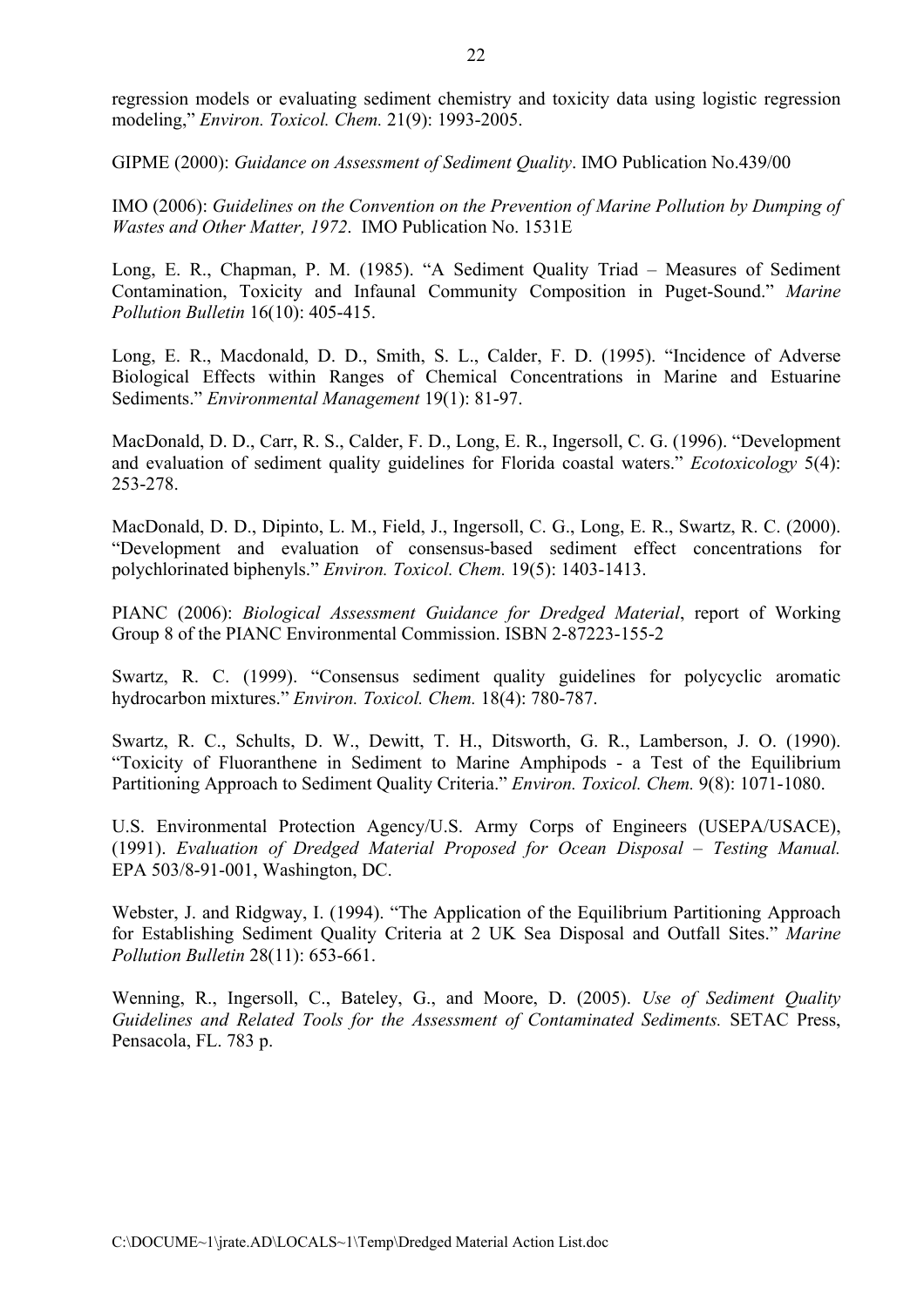regression models or evaluating sediment chemistry and toxicity data using logistic regression modeling," *Environ. Toxicol. Chem.* 21(9): 1993-2005.

GIPME (2000): *Guidance on Assessment of Sediment Quality*. IMO Publication No.439/00

IMO (2006): *Guidelines on the Convention on the Prevention of Marine Pollution by Dumping of Wastes and Other Matter, 1972*. IMO Publication No. 1531E

Long, E. R., Chapman, P. M. (1985). "A Sediment Quality Triad – Measures of Sediment Contamination, Toxicity and Infaunal Community Composition in Puget-Sound." *Marine Pollution Bulletin* 16(10): 405-415.

Long, E. R., Macdonald, D. D., Smith, S. L., Calder, F. D. (1995). "Incidence of Adverse Biological Effects within Ranges of Chemical Concentrations in Marine and Estuarine Sediments." *Environmental Management* 19(1): 81-97.

MacDonald, D. D., Carr, R. S., Calder, F. D., Long, E. R., Ingersoll, C. G. (1996). "Development and evaluation of sediment quality guidelines for Florida coastal waters." *Ecotoxicology* 5(4): 253-278.

MacDonald, D. D., Dipinto, L. M., Field, J., Ingersoll, C. G., Long, E. R., Swartz, R. C. (2000). "Development and evaluation of consensus-based sediment effect concentrations for polychlorinated biphenyls." *Environ. Toxicol. Chem.* 19(5): 1403-1413.

PIANC (2006): *Biological Assessment Guidance for Dredged Material*, report of Working Group 8 of the PIANC Environmental Commission. ISBN 2-87223-155-2

Swartz, R. C. (1999). "Consensus sediment quality guidelines for polycyclic aromatic hydrocarbon mixtures." *Environ. Toxicol. Chem.* 18(4): 780-787.

Swartz, R. C., Schults, D. W., Dewitt, T. H., Ditsworth, G. R., Lamberson, J. O. (1990). "Toxicity of Fluoranthene in Sediment to Marine Amphipods - a Test of the Equilibrium Partitioning Approach to Sediment Quality Criteria." *Environ. Toxicol. Chem.* 9(8): 1071-1080.

U.S. Environmental Protection Agency/U.S. Army Corps of Engineers (USEPA/USACE), (1991). *Evaluation of Dredged Material Proposed for Ocean Disposal – Testing Manual.* EPA 503/8-91-001, Washington, DC.

Webster, J. and Ridgway, I. (1994). "The Application of the Equilibrium Partitioning Approach for Establishing Sediment Quality Criteria at 2 UK Sea Disposal and Outfall Sites." *Marine Pollution Bulletin* 28(11): 653-661.

Wenning, R., Ingersoll, C., Bateley, G., and Moore, D. (2005). *Use of Sediment Quality Guidelines and Related Tools for the Assessment of Contaminated Sediments.* SETAC Press, Pensacola, FL. 783 p.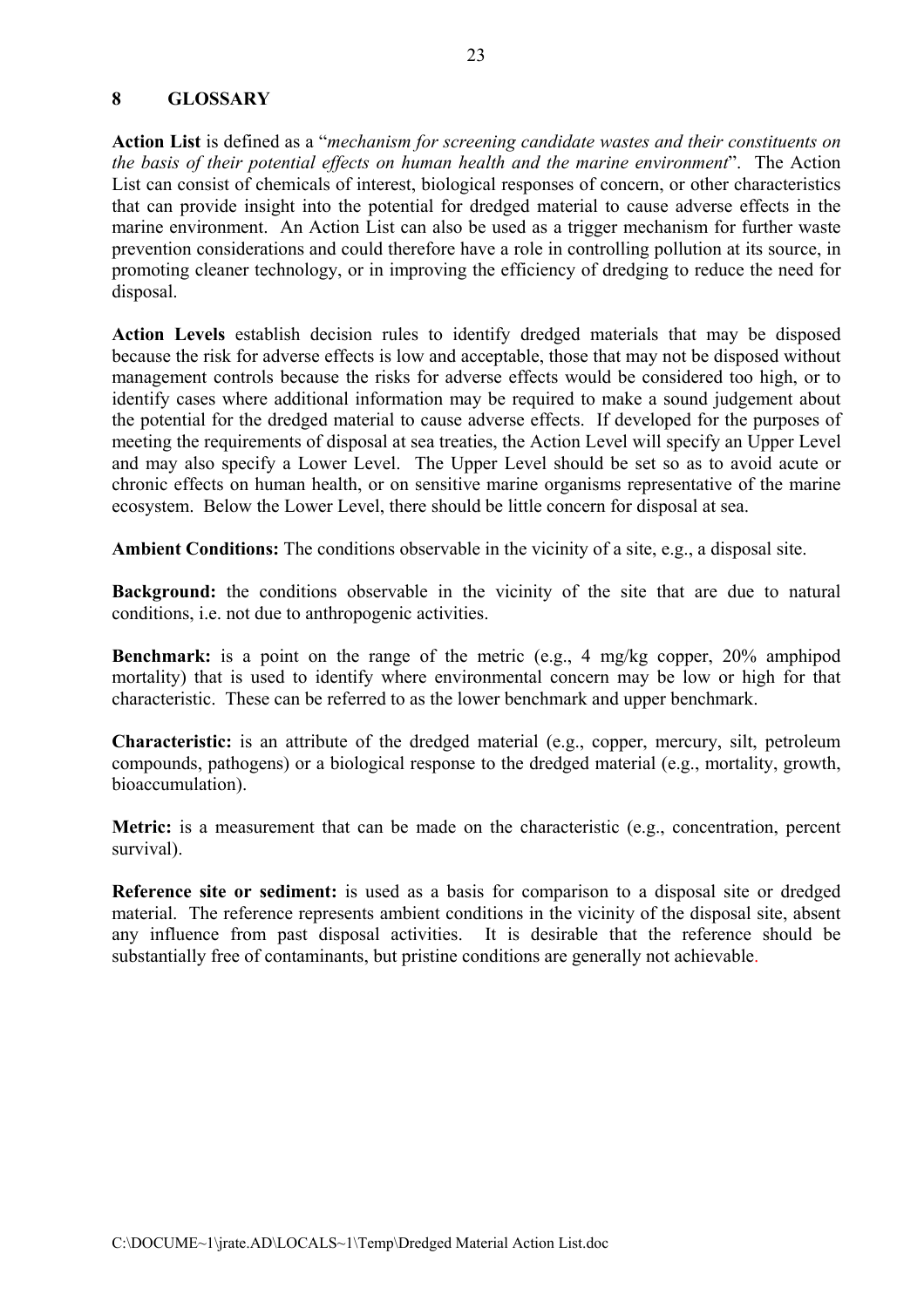## 8 GLOSSARY

**Action List** is defined as a "*mechanism for screening candidate wastes and their constituents on the basis of their potential effects on human health and the marine environment*". The Action List can consist of chemicals of interest, biological responses of concern, or other characteristics that can provide insight into the potential for dredged material to cause adverse effects in the marine environment. An Action List can also be used as a trigger mechanism for further waste prevention considerations and could therefore have a role in controlling pollution at its source, in promoting cleaner technology, or in improving the efficiency of dredging to reduce the need for disposal.

**Action Levels** establish decision rules to identify dredged materials that may be disposed because the risk for adverse effects is low and acceptable, those that may not be disposed without management controls because the risks for adverse effects would be considered too high, or to identify cases where additional information may be required to make a sound judgement about the potential for the dredged material to cause adverse effects. If developed for the purposes of meeting the requirements of disposal at sea treaties, the Action Level will specify an Upper Level and may also specify a Lower Level. The Upper Level should be set so as to avoid acute or chronic effects on human health, or on sensitive marine organisms representative of the marine ecosystem. Below the Lower Level, there should be little concern for disposal at sea.

**Ambient Conditions:** The conditions observable in the vicinity of a site, e.g., a disposal site.

**Background:** the conditions observable in the vicinity of the site that are due to natural conditions, i.e. not due to anthropogenic activities.

**Benchmark:** is a point on the range of the metric (e.g., 4 mg/kg copper, 20% amphipod mortality) that is used to identify where environmental concern may be low or high for that characteristic. These can be referred to as the lower benchmark and upper benchmark.

**Characteristic:** is an attribute of the dredged material (e.g., copper, mercury, silt, petroleum compounds, pathogens) or a biological response to the dredged material (e.g., mortality, growth, bioaccumulation).

**Metric:** is a measurement that can be made on the characteristic (e.g., concentration, percent survival).

**Reference site or sediment:** is used as a basis for comparison to a disposal site or dredged material. The reference represents ambient conditions in the vicinity of the disposal site, absent any influence from past disposal activities. It is desirable that the reference should be substantially free of contaminants, but pristine conditions are generally not achievable.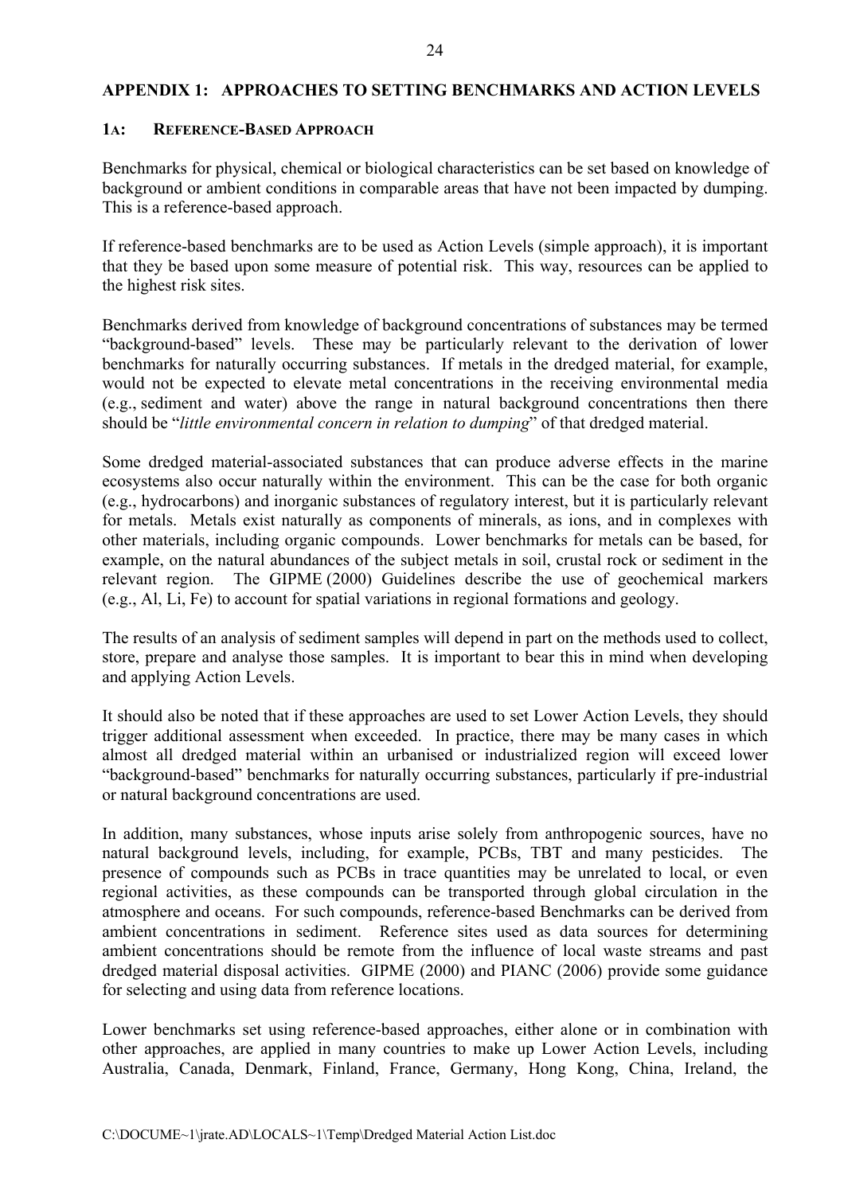## APPENDIX 1: APPROACHES TO SETTING BENCHMARKS AND ACTION LEVELS

### 1A: REFERENCE-BASED APPROACH

Benchmarks for physical, chemical or biological characteristics can be set based on knowledge of background or ambient conditions in comparable areas that have not been impacted by dumping. This is a reference-based approach.

If reference-based benchmarks are to be used as Action Levels (simple approach), it is important that they be based upon some measure of potential risk. This way, resources can be applied to the highest risk sites.

Benchmarks derived from knowledge of background concentrations of substances may be termed "background-based" levels. These may be particularly relevant to the derivation of lower benchmarks for naturally occurring substances. If metals in the dredged material, for example, would not be expected to elevate metal concentrations in the receiving environmental media (e.g., sediment and water) above the range in natural background concentrations then there should be "*little environmental concern in relation to dumping*" of that dredged material.

Some dredged material-associated substances that can produce adverse effects in the marine ecosystems also occur naturally within the environment. This can be the case for both organic (e.g., hydrocarbons) and inorganic substances of regulatory interest, but it is particularly relevant for metals. Metals exist naturally as components of minerals, as ions, and in complexes with other materials, including organic compounds. Lower benchmarks for metals can be based, for example, on the natural abundances of the subject metals in soil, crustal rock or sediment in the relevant region. The GIPME (2000) Guidelines describe the use of geochemical markers (e.g., Al, Li, Fe) to account for spatial variations in regional formations and geology.

The results of an analysis of sediment samples will depend in part on the methods used to collect, store, prepare and analyse those samples. It is important to bear this in mind when developing and applying Action Levels.

It should also be noted that if these approaches are used to set Lower Action Levels, they should trigger additional assessment when exceeded. In practice, there may be many cases in which almost all dredged material within an urbanised or industrialized region will exceed lower "background-based" benchmarks for naturally occurring substances, particularly if pre-industrial or natural background concentrations are used.

In addition, many substances, whose inputs arise solely from anthropogenic sources, have no natural background levels, including, for example, PCBs, TBT and many pesticides. The presence of compounds such as PCBs in trace quantities may be unrelated to local, or even regional activities, as these compounds can be transported through global circulation in the atmosphere and oceans. For such compounds, reference-based Benchmarks can be derived from ambient concentrations in sediment. Reference sites used as data sources for determining ambient concentrations should be remote from the influence of local waste streams and past dredged material disposal activities. GIPME (2000) and PIANC (2006) provide some guidance for selecting and using data from reference locations.

Lower benchmarks set using reference-based approaches, either alone or in combination with other approaches, are applied in many countries to make up Lower Action Levels, including Australia, Canada, Denmark, Finland, France, Germany, Hong Kong, China, Ireland, the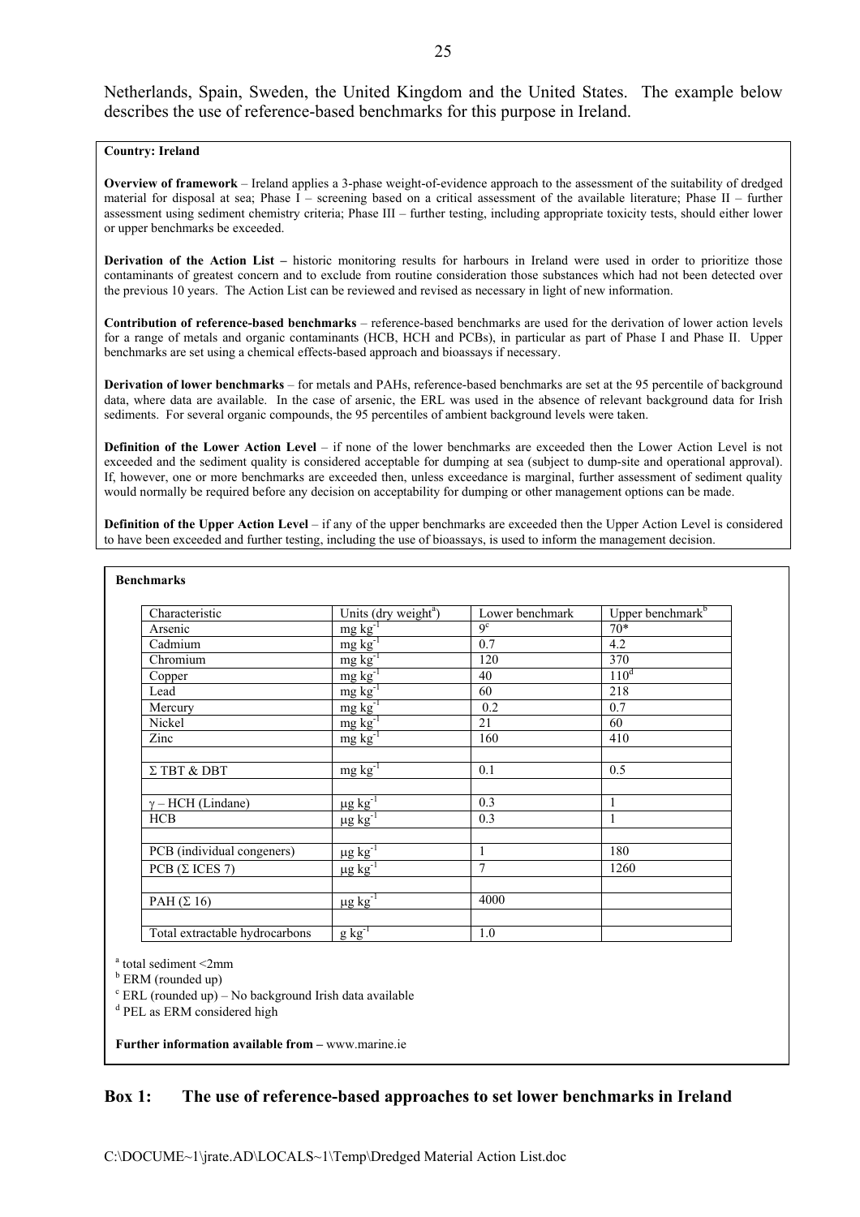Netherlands, Spain, Sweden, the United Kingdom and the United States. The example below describes the use of reference-based benchmarks for this purpose in Ireland.

**Country: Ireland**

**Overview of framework** – Ireland applies a 3-phase weight-of-evidence approach to the assessment of the suitability of dredged material for disposal at sea; Phase I – screening based on a critical assessment of the available literature; Phase II – further assessment using sediment chemistry criteria; Phase III – further testing, including appropriate toxicity tests, should either lower or upper benchmarks be exceeded.

**Derivation of the Action List –** historic monitoring results for harbours in Ireland were used in order to prioritize those contaminants of greatest concern and to exclude from routine consideration those substances which had not been detected over the previous 10 years. The Action List can be reviewed and revised as necessary in light of new information.

**Contribution of reference-based benchmarks** – reference-based benchmarks are used for the derivation of lower action levels for a range of metals and organic contaminants (HCB, HCH and PCBs), in particular as part of Phase I and Phase II. Upper benchmarks are set using a chemical effects-based approach and bioassays if necessary.

**Derivation of lower benchmarks** – for metals and PAHs, reference-based benchmarks are set at the 95 percentile of background data, where data are available. In the case of arsenic, the ERL was used in the absence of relevant background data for Irish sediments. For several organic compounds, the 95 percentiles of ambient background levels were taken.

**Definition of the Lower Action Level** – if none of the lower benchmarks are exceeded then the Lower Action Level is not exceeded and the sediment quality is considered acceptable for dumping at sea (subject to dump-site and operational approval). If, however, one or more benchmarks are exceeded then, unless exceedance is marginal, further assessment of sediment quality would normally be required before any decision on acceptability for dumping or other management options can be made.

**Definition of the Upper Action Level** – if any of the upper benchmarks are exceeded then the Upper Action Level is considered to have been exceeded and further testing, including the use of bioassays, is used to inform the management decision.

**Benchmarks**

| Characteristic | Units (dry weight[a]) | Lower benchmark | Upper benchmark[b] |
|---|---|---|---|
| Arsenic | mg kg$^{-1}$ | 9[c] | 70* |
| Cadmium | mg kg$^{-1}$ | 0.7 | 4.2 |
| Chromium | mg kg$^{-1}$ | 120 | 370 |
| Copper | mg kg$^{-1}$ | 40 | 110[d] |
| Lead | mg kg$^{-1}$ | 60 | 218 |
| Mercury | mg kg$^{-1}$ | 0.2 | 0.7 |
| Nickel | mg kg$^{-1}$ | 21 | 60 |
| Zinc | mg kg$^{-1}$ | 160 | 410 |
| | | | |
| Σ TBT & DBT | mg kg$^{-1}$ | 0.1 | 0.5 |
| | | | |
| γ – HCH (Lindane) | μg kg$^{-1}$ | 0.3 | 1 |
| HCB | μg kg$^{-1}$ | 0.3 | 1 |
| | | | |
| PCB (individual congeners) | μg kg$^{-1}$ | 1 | 180 |
| PCB (Σ ICES 7) | μg kg$^{-1}$ | 7 | 1260 |
| | | | |
| PAH (Σ 16) | μg kg$^{-1}$ | 4000 | |
| | | | |
| Total extractable hydrocarbons | g kg$^{-1}$ | 1.0 | |

[a] total sediment <2mm

[b] ERM (rounded up)

[c] ERL (rounded up) – No background Irish data available

[d] PEL as ERM considered high

**Further information available from –** www.marine.ie

## Box 1: The use of reference-based approaches to set lower benchmarks in Ireland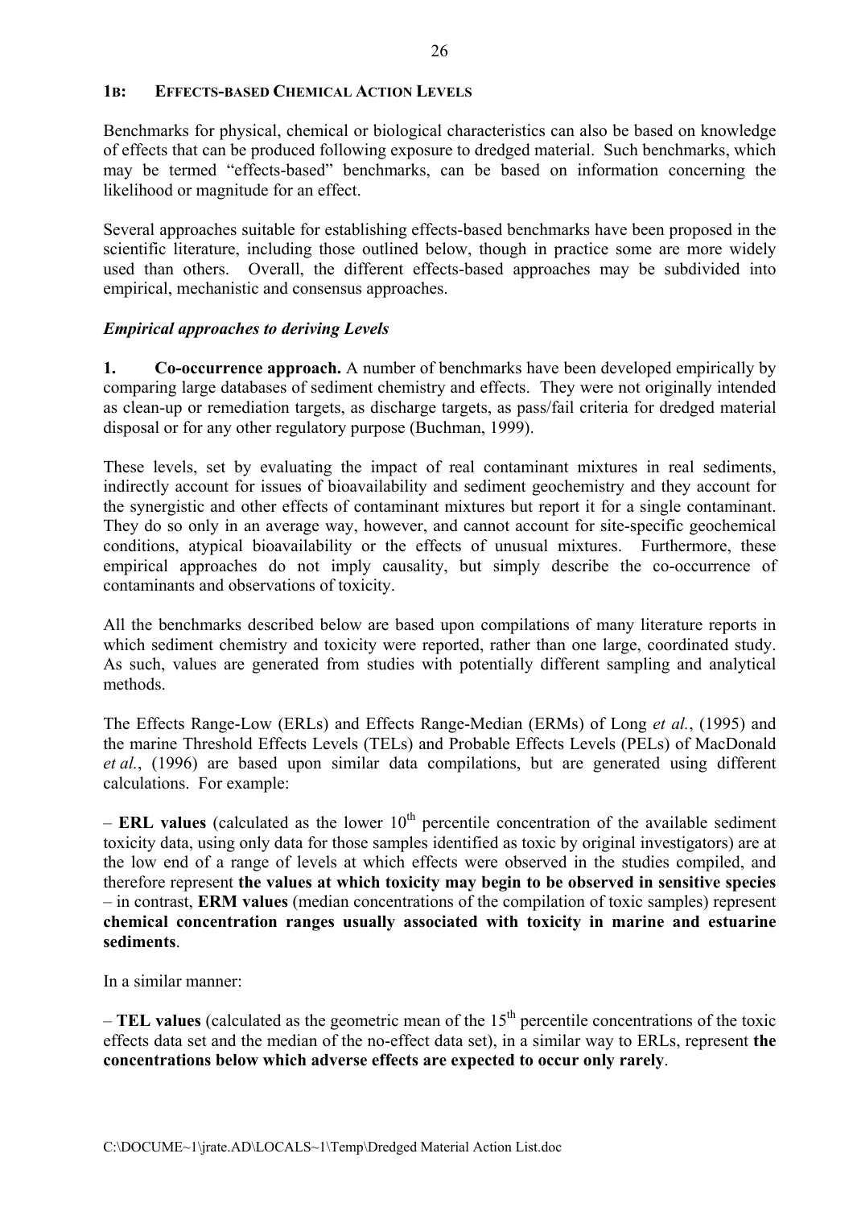## 1B: Effects-based Chemical Action Levels

Benchmarks for physical, chemical or biological characteristics can also be based on knowledge of effects that can be produced following exposure to dredged material. Such benchmarks, which may be termed "effects-based" benchmarks, can be based on information concerning the likelihood or magnitude for an effect.

Several approaches suitable for establishing effects-based benchmarks have been proposed in the scientific literature, including those outlined below, though in practice some are more widely used than others. Overall, the different effects-based approaches may be subdivided into empirical, mechanistic and consensus approaches.

### *Empirical approaches to deriving Levels*

**1. Co-occurrence approach.** A number of benchmarks have been developed empirically by comparing large databases of sediment chemistry and effects. They were not originally intended as clean-up or remediation targets, as discharge targets, as pass/fail criteria for dredged material disposal or for any other regulatory purpose (Buchman, 1999).

These levels, set by evaluating the impact of real contaminant mixtures in real sediments, indirectly account for issues of bioavailability and sediment geochemistry and they account for the synergistic and other effects of contaminant mixtures but report it for a single contaminant. They do so only in an average way, however, and cannot account for site-specific geochemical conditions, atypical bioavailability or the effects of unusual mixtures. Furthermore, these empirical approaches do not imply causality, but simply describe the co-occurrence of contaminants and observations of toxicity.

All the benchmarks described below are based upon compilations of many literature reports in which sediment chemistry and toxicity were reported, rather than one large, coordinated study. As such, values are generated from studies with potentially different sampling and analytical methods.

The Effects Range-Low (ERLs) and Effects Range-Median (ERMs) of Long *et al.*, (1995) and the marine Threshold Effects Levels (TELs) and Probable Effects Levels (PELs) of MacDonald *et al.*, (1996) are based upon similar data compilations, but are generated using different calculations. For example:

– **ERL values** (calculated as the lower $10^{th}$ percentile concentration of the available sediment toxicity data, using only data for those samples identified as toxic by original investigators) are at the low end of a range of levels at which effects were observed in the studies compiled, and therefore represent **the values at which toxicity may begin to be observed in sensitive species** – in contrast, **ERM values** (median concentrations of the compilation of toxic samples) represent **chemical concentration ranges usually associated with toxicity in marine and estuarine sediments**.

In a similar manner:

– **TEL values** (calculated as the geometric mean of the $15^{th}$ percentile concentrations of the toxic effects data set and the median of the no-effect data set), in a similar way to ERLs, represent **the concentrations below which adverse effects are expected to occur only rarely**.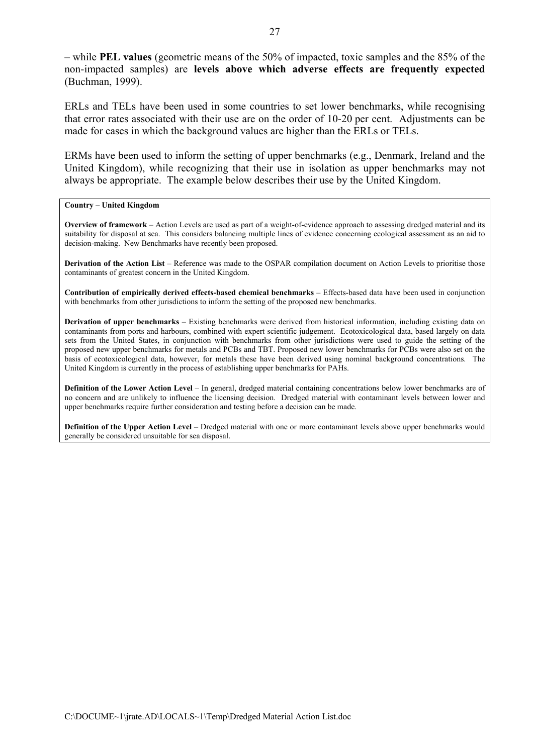– while **PEL values** (geometric means of the 50% of impacted, toxic samples and the 85% of the non-impacted samples) are **levels above which adverse effects are frequently expected** (Buchman, 1999).

ERLs and TELs have been used in some countries to set lower benchmarks, while recognising that error rates associated with their use are on the order of 10-20 per cent. Adjustments can be made for cases in which the background values are higher than the ERLs or TELs.

ERMs have been used to inform the setting of upper benchmarks (e.g., Denmark, Ireland and the United Kingdom), while recognizing that their use in isolation as upper benchmarks may not always be appropriate. The example below describes their use by the United Kingdom.

**Country – United Kingdom**

**Overview of framework** – Action Levels are used as part of a weight-of-evidence approach to assessing dredged material and its suitability for disposal at sea. This considers balancing multiple lines of evidence concerning ecological assessment as an aid to decision-making. New Benchmarks have recently been proposed.

**Derivation of the Action List** – Reference was made to the OSPAR compilation document on Action Levels to prioritise those contaminants of greatest concern in the United Kingdom.

**Contribution of empirically derived effects-based chemical benchmarks** – Effects-based data have been used in conjunction with benchmarks from other jurisdictions to inform the setting of the proposed new benchmarks.

**Derivation of upper benchmarks** – Existing benchmarks were derived from historical information, including existing data on contaminants from ports and harbours, combined with expert scientific judgement. Ecotoxicological data, based largely on data sets from the United States, in conjunction with benchmarks from other jurisdictions were used to guide the setting of the proposed new upper benchmarks for metals and PCBs and TBT. Proposed new lower benchmarks for PCBs were also set on the basis of ecotoxicological data, however, for metals these have been derived using nominal background concentrations. The United Kingdom is currently in the process of establishing upper benchmarks for PAHs.

**Definition of the Lower Action Level** – In general, dredged material containing concentrations below lower benchmarks are of no concern and are unlikely to influence the licensing decision. Dredged material with contaminant levels between lower and upper benchmarks require further consideration and testing before a decision can be made.

**Definition of the Upper Action Level** – Dredged material with one or more contaminant levels above upper benchmarks would generally be considered unsuitable for sea disposal.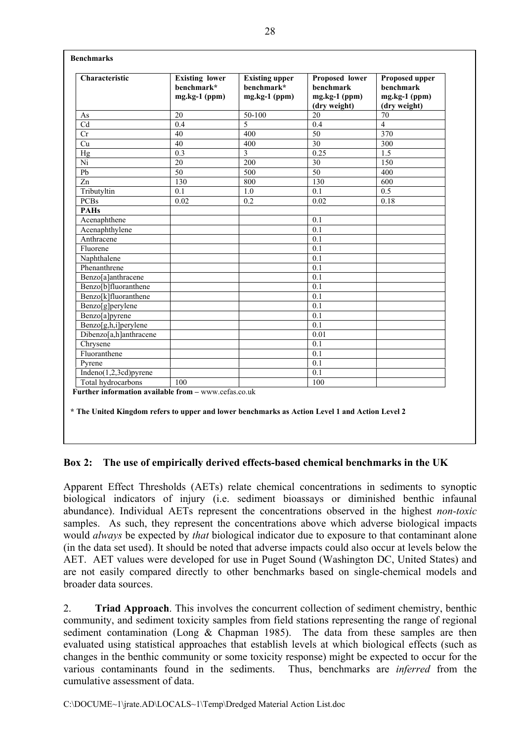**Benchmarks**

| Characteristic | Existing lower benchmark* mg.kg-1 (ppm) | Existing upper benchmark* mg.kg-1 (ppm) | Proposed lower benchmark mg.kg-1 (ppm) (dry weight) | Proposed upper benchmark mg.kg-1 (ppm) (dry weight) |
|---|---|---|---|---|
| As | 20 | 50-100 | 20 | 70 |
| Cd | 0.4 | 5 | 0.4 | 4 |
| Cr | 40 | 400 | 50 | 370 |
| Cu | 40 | 400 | 30 | 300 |
| Hg | 0.3 | 3 | 0.25 | 1.5 |
| Ni | 20 | 200 | 30 | 150 |
| Pb | 50 | 500 | 50 | 400 |
| Zn | 130 | 800 | 130 | 600 |
| Tributyltin | 0.1 | 1.0 | 0.1 | 0.5 |
| PCBs | 0.02 | 0.2 | 0.02 | 0.18 |
| **PAHs** | | | | |
| Acenaphthene | | | 0.1 | |
| Acenaphthylene | | | 0.1 | |
| Anthracene | | | 0.1 | |
| Fluorene | | | 0.1 | |
| Naphthalene | | | 0.1 | |
| Phenanthrene | | | 0.1 | |
| Benzo[a]anthracene | | | 0.1 | |
| Benzo[b]fluoranthene | | | 0.1 | |
| Benzo[k]fluoranthene | | | 0.1 | |
| Benzo[g]perylene | | | 0.1 | |
| Benzo[a]pyrene | | | 0.1 | |
| Benzo[g,h,i]perylene | | | 0.1 | |
| Dibenzo[a,h]anthracene | | | 0.01 | |
| Chrysene | | | 0.1 | |
| Fluoranthene | | | 0.1 | |
| Pyrene | | | 0.1 | |
| Indeno(1,2,3cd)pyrene | | | 0.1 | |
| Total hydrocarbons | 100 | | 100 | |

**Further information available from –** www.cefas.co.uk

**\* The United Kingdom refers to upper and lower benchmarks as Action Level 1 and Action Level 2**

### Box 2: The use of empirically derived effects-based chemical benchmarks in the UK

Apparent Effect Thresholds (AETs) relate chemical concentrations in sediments to synoptic biological indicators of injury (i.e. sediment bioassays or diminished benthic infaunal abundance). Individual AETs represent the concentrations observed in the highest *non-toxic* samples. As such, they represent the concentrations above which adverse biological impacts would *always* be expected by *that* biological indicator due to exposure to that contaminant alone (in the data set used). It should be noted that adverse impacts could also occur at levels below the AET. AET values were developed for use in Puget Sound (Washington DC, United States) and are not easily compared directly to other benchmarks based on single-chemical models and broader data sources.

2. **Triad Approach**. This involves the concurrent collection of sediment chemistry, benthic community, and sediment toxicity samples from field stations representing the range of regional sediment contamination (Long & Chapman 1985). The data from these samples are then evaluated using statistical approaches that establish levels at which biological effects (such as changes in the benthic community or some toxicity response) might be expected to occur for the various contaminants found in the sediments. Thus, benchmarks are *inferred* from the cumulative assessment of data.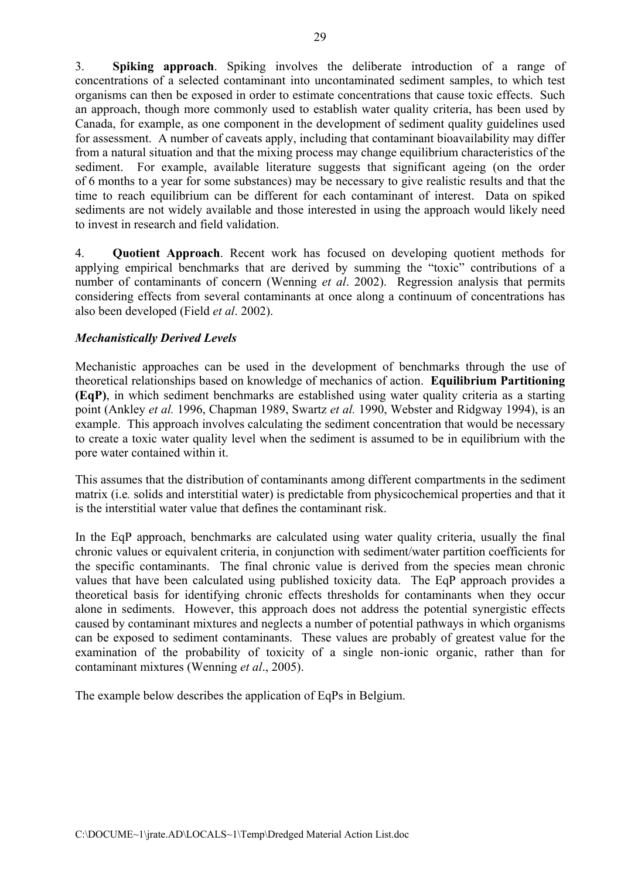3. **Spiking approach**. Spiking involves the deliberate introduction of a range of concentrations of a selected contaminant into uncontaminated sediment samples, to which test organisms can then be exposed in order to estimate concentrations that cause toxic effects. Such an approach, though more commonly used to establish water quality criteria, has been used by Canada, for example, as one component in the development of sediment quality guidelines used for assessment. A number of caveats apply, including that contaminant bioavailability may differ from a natural situation and that the mixing process may change equilibrium characteristics of the sediment. For example, available literature suggests that significant ageing (on the order of 6 months to a year for some substances) may be necessary to give realistic results and that the time to reach equilibrium can be different for each contaminant of interest. Data on spiked sediments are not widely available and those interested in using the approach would likely need to invest in research and field validation.

4. **Quotient Approach**. Recent work has focused on developing quotient methods for applying empirical benchmarks that are derived by summing the "toxic" contributions of a number of contaminants of concern (Wenning *et al*. 2002). Regression analysis that permits considering effects from several contaminants at once along a continuum of concentrations has also been developed (Field *et al*. 2002).

***Mechanistically Derived Levels***

Mechanistic approaches can be used in the development of benchmarks through the use of theoretical relationships based on knowledge of mechanics of action. **Equilibrium Partitioning (EqP)**, in which sediment benchmarks are established using water quality criteria as a starting point (Ankley *et al.* 1996, Chapman 1989, Swartz *et al.* 1990, Webster and Ridgway 1994), is an example. This approach involves calculating the sediment concentration that would be necessary to create a toxic water quality level when the sediment is assumed to be in equilibrium with the pore water contained within it.

This assumes that the distribution of contaminants among different compartments in the sediment matrix (i.e*.* solids and interstitial water) is predictable from physicochemical properties and that it is the interstitial water value that defines the contaminant risk.

In the EqP approach, benchmarks are calculated using water quality criteria, usually the final chronic values or equivalent criteria, in conjunction with sediment/water partition coefficients for the specific contaminants. The final chronic value is derived from the species mean chronic values that have been calculated using published toxicity data. The EqP approach provides a theoretical basis for identifying chronic effects thresholds for contaminants when they occur alone in sediments. However, this approach does not address the potential synergistic effects caused by contaminant mixtures and neglects a number of potential pathways in which organisms can be exposed to sediment contaminants. These values are probably of greatest value for the examination of the probability of toxicity of a single non-ionic organic, rather than for contaminant mixtures (Wenning *et al*., 2005).

The example below describes the application of EqPs in Belgium.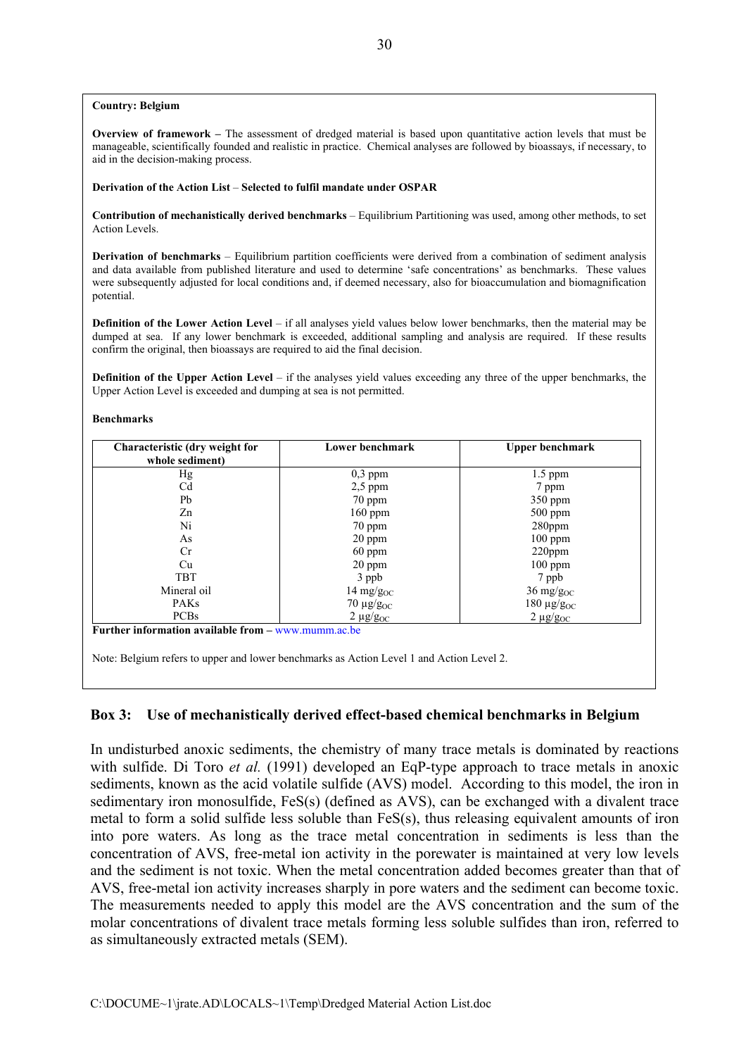**Country: Belgium**

**Overview of framework –** The assessment of dredged material is based upon quantitative action levels that must be manageable, scientifically founded and realistic in practice. Chemical analyses are followed by bioassays, if necessary, to aid in the decision-making process.

**Derivation of the Action List** – **Selected to fulfil mandate under OSPAR**

**Contribution of mechanistically derived benchmarks** – Equilibrium Partitioning was used, among other methods, to set Action Levels.

**Derivation of benchmarks** – Equilibrium partition coefficients were derived from a combination of sediment analysis and data available from published literature and used to determine 'safe concentrations' as benchmarks. These values were subsequently adjusted for local conditions and, if deemed necessary, also for bioaccumulation and biomagnification potential.

**Definition of the Lower Action Level** – if all analyses yield values below lower benchmarks, then the material may be dumped at sea. If any lower benchmark is exceeded, additional sampling and analysis are required. If these results confirm the original, then bioassays are required to aid the final decision.

**Definition of the Upper Action Level** – if the analyses yield values exceeding any three of the upper benchmarks, the Upper Action Level is exceeded and dumping at sea is not permitted.

**Benchmarks**

| Characteristic (dry weight for whole sediment) | Lower benchmark | Upper benchmark |
|---|---|---|
| Hg | 0,3 ppm | 1.5 ppm |
| Cd | 2,5 ppm | 7 ppm |
| Pb | 70 ppm | 350 ppm |
| Zn | 160 ppm | 500 ppm |
| Ni | 70 ppm | 280ppm |
| As | 20 ppm | 100 ppm |
| Cr | 60 ppm | 220ppm |
| Cu | 20 ppm | 100 ppm |
| TBT | 3 ppb | 7 ppb |
| Mineral oil | 14 mg/$g_{OC}$ | 36 mg/$g_{OC}$ |
| PAKs | 70 µg/$g_{OC}$ | 180 µg/$g_{OC}$ |
| PCBs | 2 µg/$g_{OC}$ | 2 µg/$g_{OC}$ |

**Further information available from –** www.mumm.ac.be

Note: Belgium refers to upper and lower benchmarks as Action Level 1 and Action Level 2.

### Box 3: Use of mechanistically derived effect-based chemical benchmarks in Belgium

In undisturbed anoxic sediments, the chemistry of many trace metals is dominated by reactions with sulfide. Di Toro *et al.* (1991) developed an EqP-type approach to trace metals in anoxic sediments, known as the acid volatile sulfide (AVS) model. According to this model, the iron in sedimentary iron monosulfide, FeS(s) (defined as AVS), can be exchanged with a divalent trace metal to form a solid sulfide less soluble than FeS(s), thus releasing equivalent amounts of iron into pore waters. As long as the trace metal concentration in sediments is less than the concentration of AVS, free-metal ion activity in the porewater is maintained at very low levels and the sediment is not toxic. When the metal concentration added becomes greater than that of AVS, free-metal ion activity increases sharply in pore waters and the sediment can become toxic. The measurements needed to apply this model are the AVS concentration and the sum of the molar concentrations of divalent trace metals forming less soluble sulfides than iron, referred to as simultaneously extracted metals (SEM).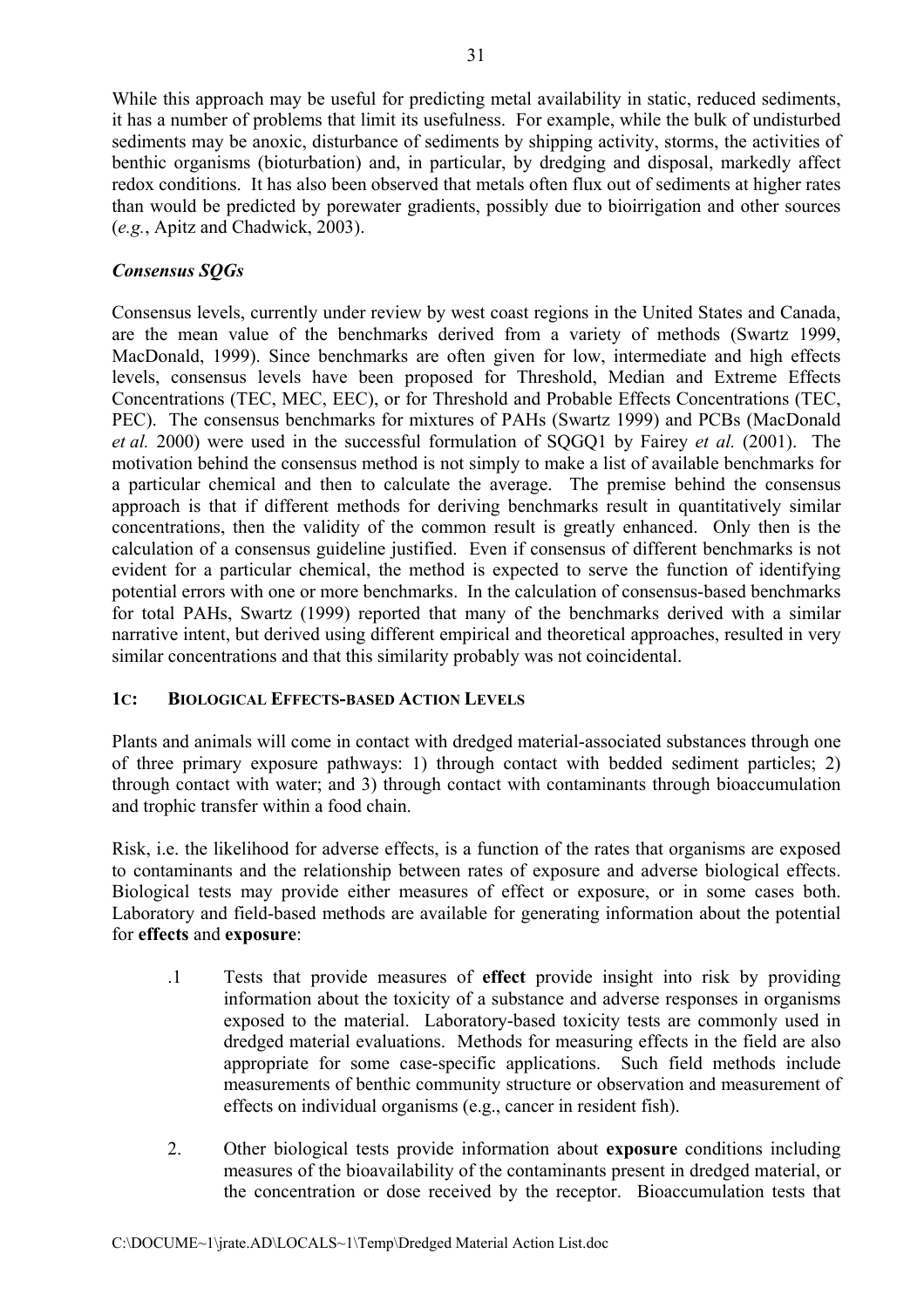While this approach may be useful for predicting metal availability in static, reduced sediments, it has a number of problems that limit its usefulness. For example, while the bulk of undisturbed sediments may be anoxic, disturbance of sediments by shipping activity, storms, the activities of benthic organisms (bioturbation) and, in particular, by dredging and disposal, markedly affect redox conditions. It has also been observed that metals often flux out of sediments at higher rates than would be predicted by porewater gradients, possibly due to bioirrigation and other sources (*e.g.*, Apitz and Chadwick, 2003).

### *Consensus SQGs*

Consensus levels, currently under review by west coast regions in the United States and Canada, are the mean value of the benchmarks derived from a variety of methods (Swartz 1999, MacDonald, 1999). Since benchmarks are often given for low, intermediate and high effects levels, consensus levels have been proposed for Threshold, Median and Extreme Effects Concentrations (TEC, MEC, EEC), or for Threshold and Probable Effects Concentrations (TEC, PEC). The consensus benchmarks for mixtures of PAHs (Swartz 1999) and PCBs (MacDonald *et al.* 2000) were used in the successful formulation of SQGQ1 by Fairey *et al.* (2001). The motivation behind the consensus method is not simply to make a list of available benchmarks for a particular chemical and then to calculate the average. The premise behind the consensus approach is that if different methods for deriving benchmarks result in quantitatively similar concentrations, then the validity of the common result is greatly enhanced. Only then is the calculation of a consensus guideline justified. Even if consensus of different benchmarks is not evident for a particular chemical, the method is expected to serve the function of identifying potential errors with one or more benchmarks. In the calculation of consensus-based benchmarks for total PAHs, Swartz (1999) reported that many of the benchmarks derived with a similar narrative intent, but derived using different empirical and theoretical approaches, resulted in very similar concentrations and that this similarity probably was not coincidental.

## 1C: BIOLOGICAL EFFECTS-BASED ACTION LEVELS

Plants and animals will come in contact with dredged material-associated substances through one of three primary exposure pathways: 1) through contact with bedded sediment particles; 2) through contact with water; and 3) through contact with contaminants through bioaccumulation and trophic transfer within a food chain.

Risk, i.e. the likelihood for adverse effects, is a function of the rates that organisms are exposed to contaminants and the relationship between rates of exposure and adverse biological effects. Biological tests may provide either measures of effect or exposure, or in some cases both. Laboratory and field-based methods are available for generating information about the potential for **effects** and **exposure**:

.1 Tests that provide measures of **effect** provide insight into risk by providing information about the toxicity of a substance and adverse responses in organisms exposed to the material. Laboratory-based toxicity tests are commonly used in dredged material evaluations. Methods for measuring effects in the field are also appropriate for some case-specific applications. Such field methods include measurements of benthic community structure or observation and measurement of effects on individual organisms (e.g., cancer in resident fish).

2. Other biological tests provide information about **exposure** conditions including measures of the bioavailability of the contaminants present in dredged material, or the concentration or dose received by the receptor. Bioaccumulation tests that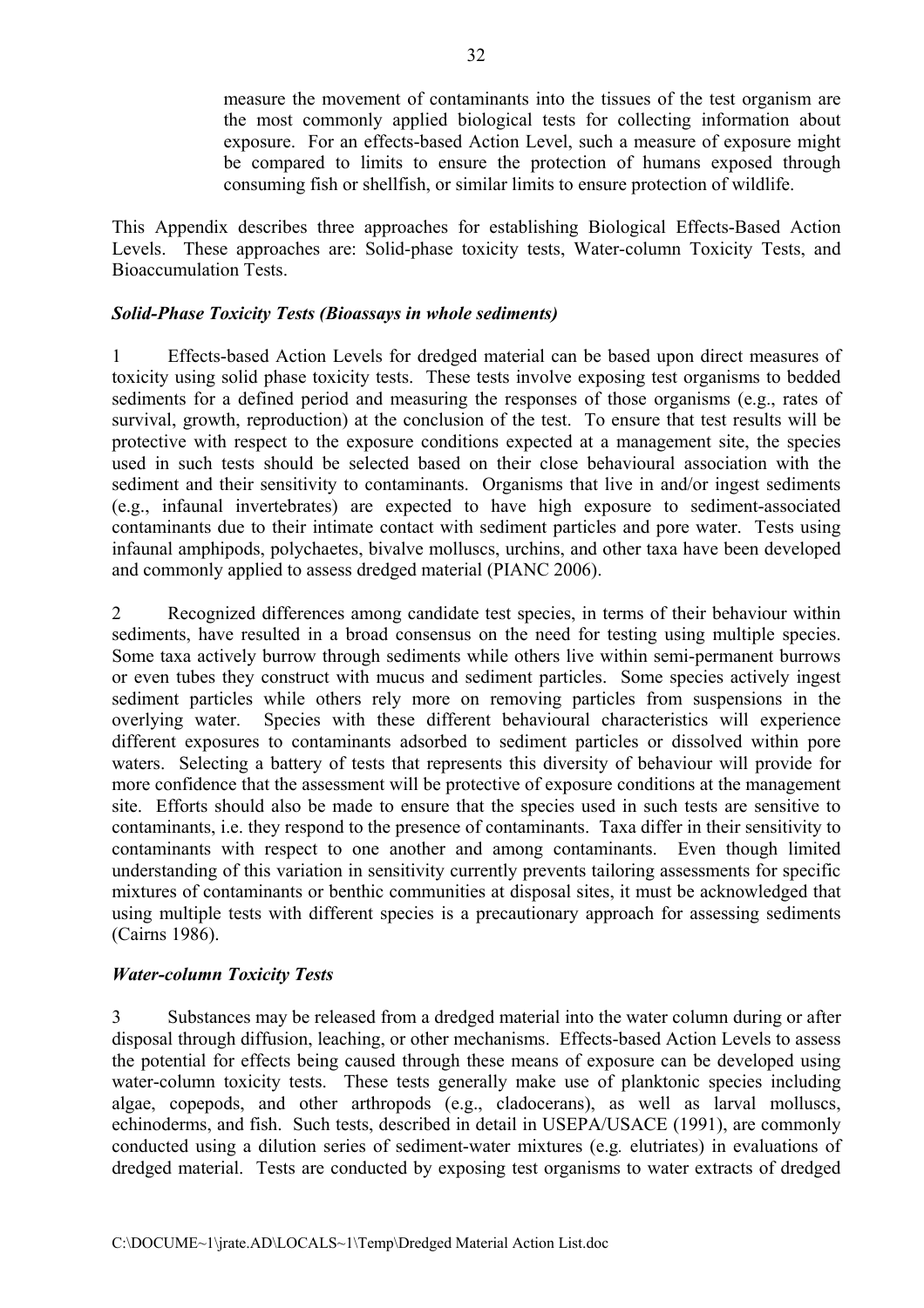measure the movement of contaminants into the tissues of the test organism are the most commonly applied biological tests for collecting information about exposure. For an effects-based Action Level, such a measure of exposure might be compared to limits to ensure the protection of humans exposed through consuming fish or shellfish, or similar limits to ensure protection of wildlife.

This Appendix describes three approaches for establishing Biological Effects-Based Action Levels. These approaches are: Solid-phase toxicity tests, Water-column Toxicity Tests, and Bioaccumulation Tests.

### *Solid-Phase Toxicity Tests (Bioassays in whole sediments)*

1 Effects-based Action Levels for dredged material can be based upon direct measures of toxicity using solid phase toxicity tests. These tests involve exposing test organisms to bedded sediments for a defined period and measuring the responses of those organisms (e.g., rates of survival, growth, reproduction) at the conclusion of the test. To ensure that test results will be protective with respect to the exposure conditions expected at a management site, the species used in such tests should be selected based on their close behavioural association with the sediment and their sensitivity to contaminants. Organisms that live in and/or ingest sediments (e.g., infaunal invertebrates) are expected to have high exposure to sediment-associated contaminants due to their intimate contact with sediment particles and pore water. Tests using infaunal amphipods, polychaetes, bivalve molluscs, urchins, and other taxa have been developed and commonly applied to assess dredged material (PIANC 2006).

2 Recognized differences among candidate test species, in terms of their behaviour within sediments, have resulted in a broad consensus on the need for testing using multiple species. Some taxa actively burrow through sediments while others live within semi-permanent burrows or even tubes they construct with mucus and sediment particles. Some species actively ingest sediment particles while others rely more on removing particles from suspensions in the overlying water. Species with these different behavioural characteristics will experience different exposures to contaminants adsorbed to sediment particles or dissolved within pore waters. Selecting a battery of tests that represents this diversity of behaviour will provide for more confidence that the assessment will be protective of exposure conditions at the management site. Efforts should also be made to ensure that the species used in such tests are sensitive to contaminants, i.e. they respond to the presence of contaminants. Taxa differ in their sensitivity to contaminants with respect to one another and among contaminants. Even though limited understanding of this variation in sensitivity currently prevents tailoring assessments for specific mixtures of contaminants or benthic communities at disposal sites, it must be acknowledged that using multiple tests with different species is a precautionary approach for assessing sediments (Cairns 1986).

### *Water-column Toxicity Tests*

3 Substances may be released from a dredged material into the water column during or after disposal through diffusion, leaching, or other mechanisms. Effects-based Action Levels to assess the potential for effects being caused through these means of exposure can be developed using water-column toxicity tests. These tests generally make use of planktonic species including algae, copepods, and other arthropods (e.g., cladocerans), as well as larval molluscs, echinoderms, and fish. Such tests, described in detail in USEPA/USACE (1991), are commonly conducted using a dilution series of sediment-water mixtures (e.g. elutriates) in evaluations of dredged material. Tests are conducted by exposing test organisms to water extracts of dredged

C:\DOCUME~1\jrate.AD\LOCALS~1\Temp\Dredged Material Action List.doc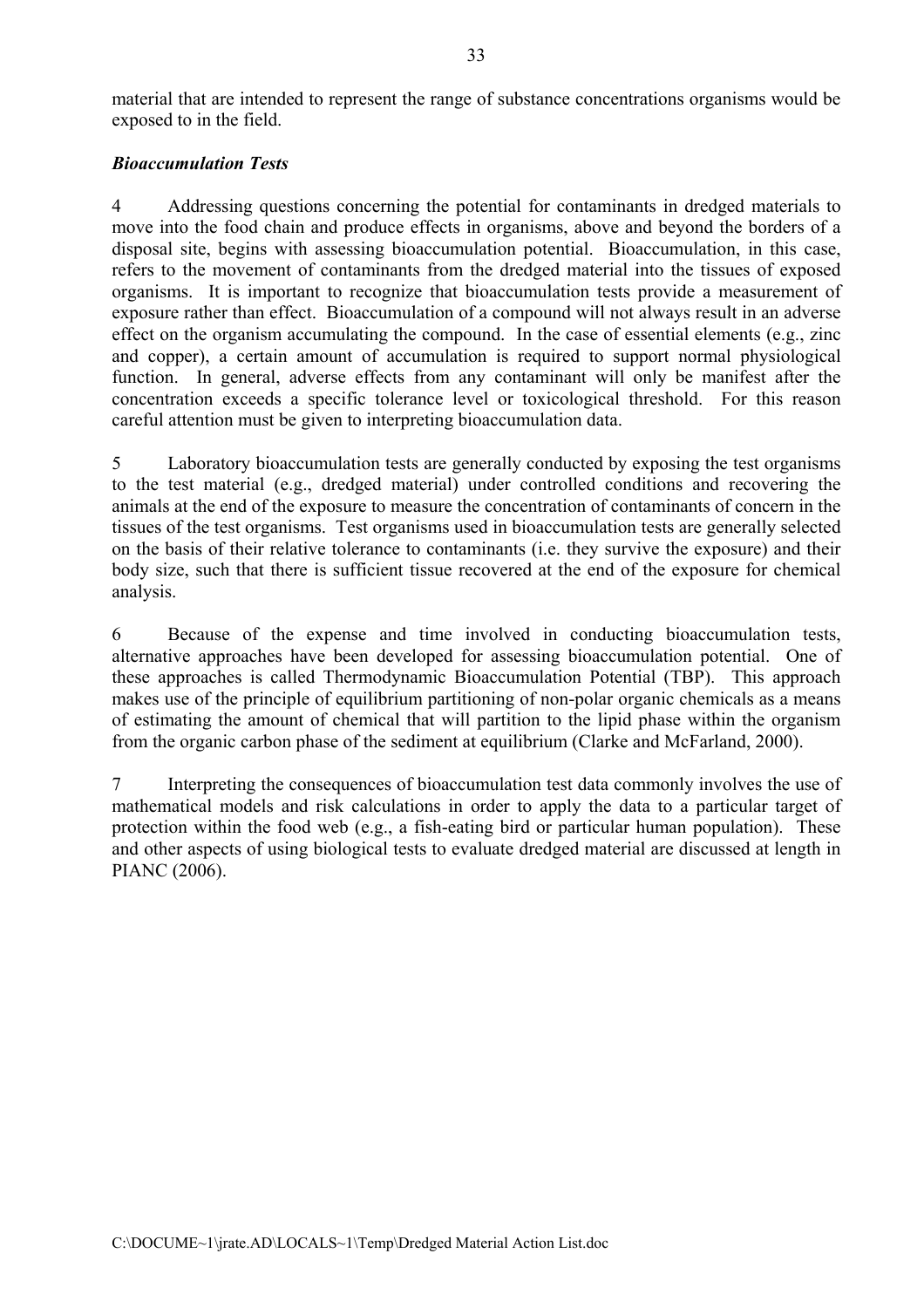material that are intended to represent the range of substance concentrations organisms would be exposed to in the field.

***Bioaccumulation Tests***

4 Addressing questions concerning the potential for contaminants in dredged materials to move into the food chain and produce effects in organisms, above and beyond the borders of a disposal site, begins with assessing bioaccumulation potential. Bioaccumulation, in this case, refers to the movement of contaminants from the dredged material into the tissues of exposed organisms. It is important to recognize that bioaccumulation tests provide a measurement of exposure rather than effect. Bioaccumulation of a compound will not always result in an adverse effect on the organism accumulating the compound. In the case of essential elements (e.g., zinc and copper), a certain amount of accumulation is required to support normal physiological function. In general, adverse effects from any contaminant will only be manifest after the concentration exceeds a specific tolerance level or toxicological threshold. For this reason careful attention must be given to interpreting bioaccumulation data.

5 Laboratory bioaccumulation tests are generally conducted by exposing the test organisms to the test material (e.g., dredged material) under controlled conditions and recovering the animals at the end of the exposure to measure the concentration of contaminants of concern in the tissues of the test organisms. Test organisms used in bioaccumulation tests are generally selected on the basis of their relative tolerance to contaminants (i.e. they survive the exposure) and their body size, such that there is sufficient tissue recovered at the end of the exposure for chemical analysis.

6 Because of the expense and time involved in conducting bioaccumulation tests, alternative approaches have been developed for assessing bioaccumulation potential. One of these approaches is called Thermodynamic Bioaccumulation Potential (TBP). This approach makes use of the principle of equilibrium partitioning of non-polar organic chemicals as a means of estimating the amount of chemical that will partition to the lipid phase within the organism from the organic carbon phase of the sediment at equilibrium (Clarke and McFarland, 2000).

7 Interpreting the consequences of bioaccumulation test data commonly involves the use of mathematical models and risk calculations in order to apply the data to a particular target of protection within the food web (e.g., a fish-eating bird or particular human population). These and other aspects of using biological tests to evaluate dredged material are discussed at length in PIANC (2006).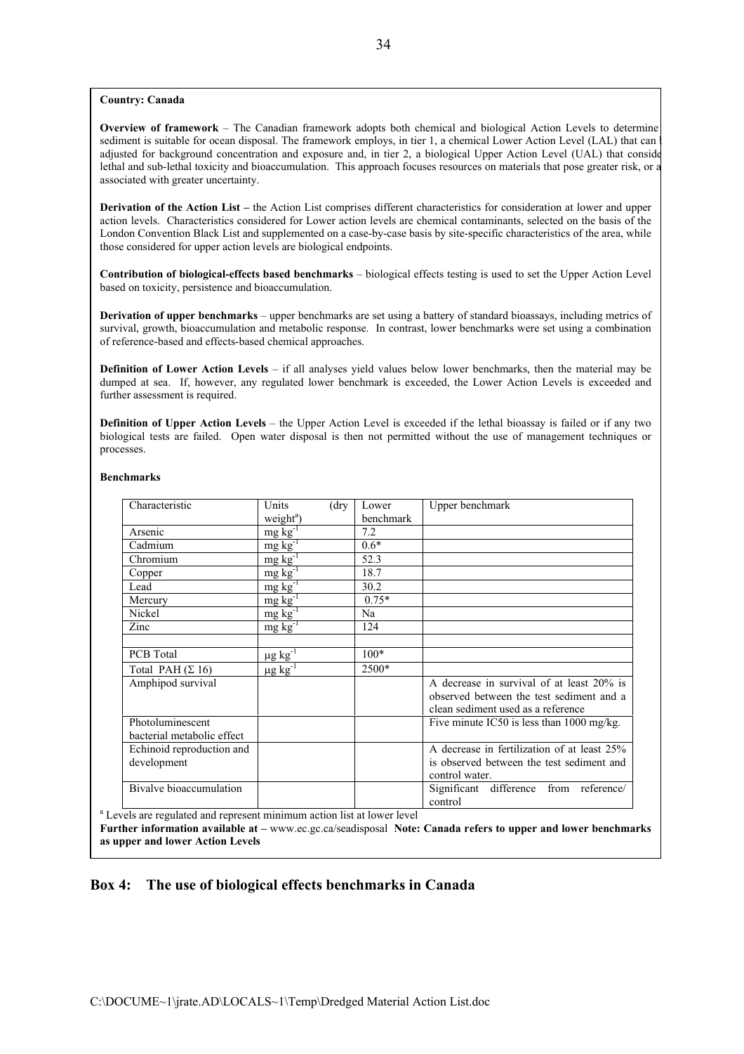**Country: Canada**

**Overview of framework** – The Canadian framework adopts both chemical and biological Action Levels to determine sediment is suitable for ocean disposal. The framework employs, in tier 1, a chemical Lower Action Level (LAL) that can adjusted for background concentration and exposure and, in tier 2, a biological Upper Action Level (UAL) that conside lethal and sub-lethal toxicity and bioaccumulation. This approach focuses resources on materials that pose greater risk, or a associated with greater uncertainty.

**Derivation of the Action List –** the Action List comprises different characteristics for consideration at lower and upper action levels. Characteristics considered for Lower action levels are chemical contaminants, selected on the basis of the London Convention Black List and supplemented on a case-by-case basis by site-specific characteristics of the area, while those considered for upper action levels are biological endpoints.

**Contribution of biological-effects based benchmarks** – biological effects testing is used to set the Upper Action Level based on toxicity, persistence and bioaccumulation.

**Derivation of upper benchmarks** – upper benchmarks are set using a battery of standard bioassays, including metrics of survival, growth, bioaccumulation and metabolic response. In contrast, lower benchmarks were set using a combination of reference-based and effects-based chemical approaches.

**Definition of Lower Action Levels** – if all analyses yield values below lower benchmarks, then the material may be dumped at sea. If, however, any regulated lower benchmark is exceeded, the Lower Action Levels is exceeded and further assessment is required.

**Definition of Upper Action Levels** – the Upper Action Level is exceeded if the lethal bioassay is failed or if any two biological tests are failed. Open water disposal is then not permitted without the use of management techniques or processes.

**Benchmarks**

| Characteristic | Units (dry weight[a]) | Lower benchmark | Upper benchmark |
|---|---|---|---|
| Arsenic | mg $kg^{-1}$ | 7.2 | |
| Cadmium | mg $kg^{-1}$ | 0.6* | |
| Chromium | mg $kg^{-1}$ | 52.3 | |
| Copper | mg $kg^{-1}$ | 18.7 | |
| Lead | mg $kg^{-1}$ | 30.2 | |
| Mercury | mg $kg^{-1}$ | 0.75* | |
| Nickel | mg $kg^{-1}$ | Na | |
| Zinc | mg $kg^{-1}$ | 124 | |
| | | | |
| PCB Total | µg $kg^{-1}$ | 100* | |
| Total PAH (Σ 16) | µg $kg^{-1}$ | 2500* | |
| Amphipod survival | | | A decrease in survival of at least 20% is observed between the test sediment and a clean sediment used as a reference |
| Photoluminescent bacterial metabolic effect | | | Five minute IC50 is less than 1000 mg/kg. |
| Echinoid reproduction and development | | | A decrease in fertilization of at least 25% is observed between the test sediment and control water. |
| Bivalve bioaccumulation | | | Significant difference from reference/ control |

[a] Levels are regulated and represent minimum action list at lower level

**Further information available at –** www.ec.gc.ca/seadisposal **Note: Canada refers to upper and lower benchmarks as upper and lower Action Levels**

## Box 4: The use of biological effects benchmarks in Canada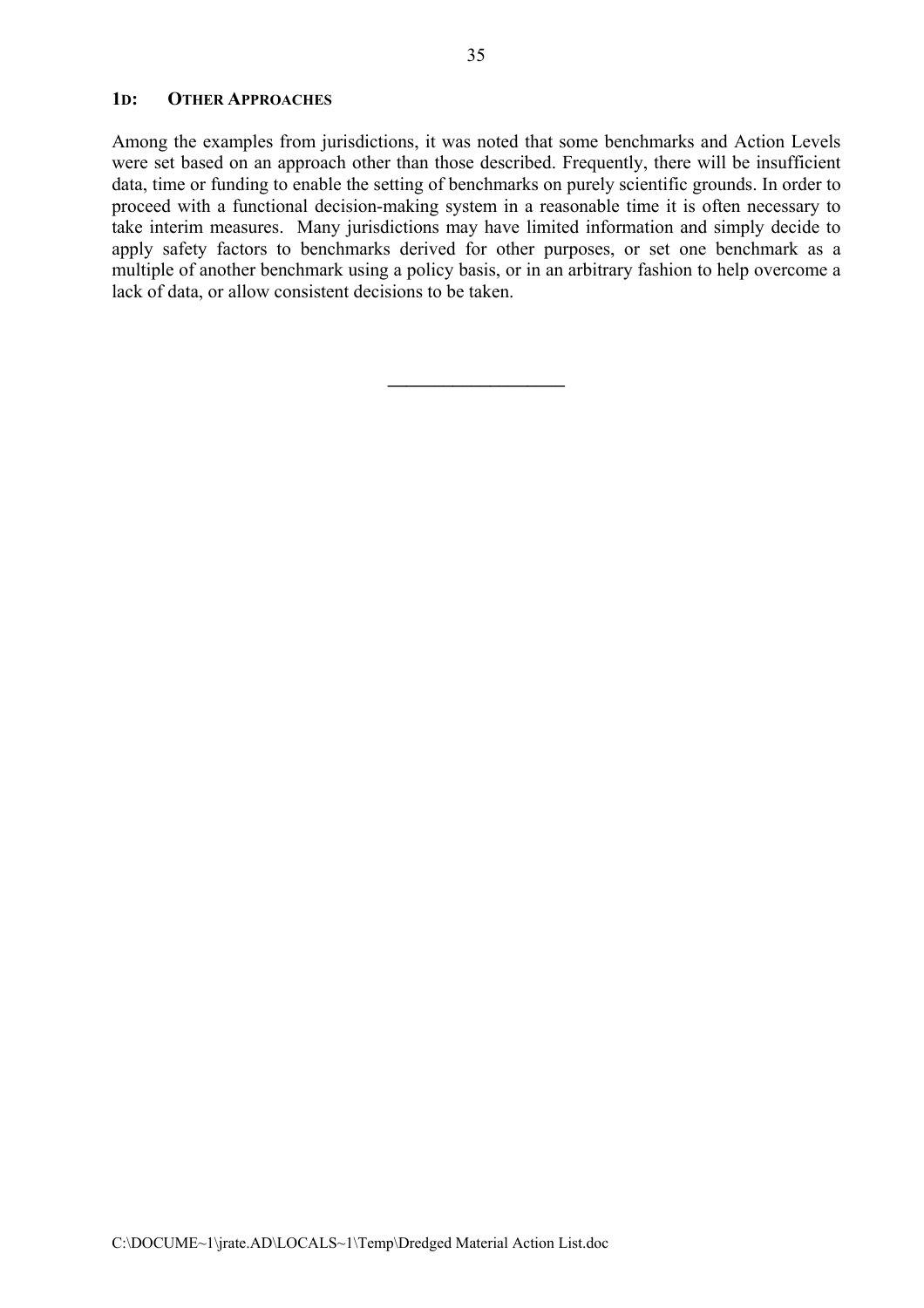### 1D: OTHER APPROACHES

Among the examples from jurisdictions, it was noted that some benchmarks and Action Levels were set based on an approach other than those described. Frequently, there will be insufficient data, time or funding to enable the setting of benchmarks on purely scientific grounds. In order to proceed with a functional decision-making system in a reasonable time it is often necessary to take interim measures. Many jurisdictions may have limited information and simply decide to apply safety factors to benchmarks derived for other purposes, or set one benchmark as a multiple of another benchmark using a policy basis, or in an arbitrary fashion to help overcome a lack of data, or allow consistent decisions to be taken.

___________________